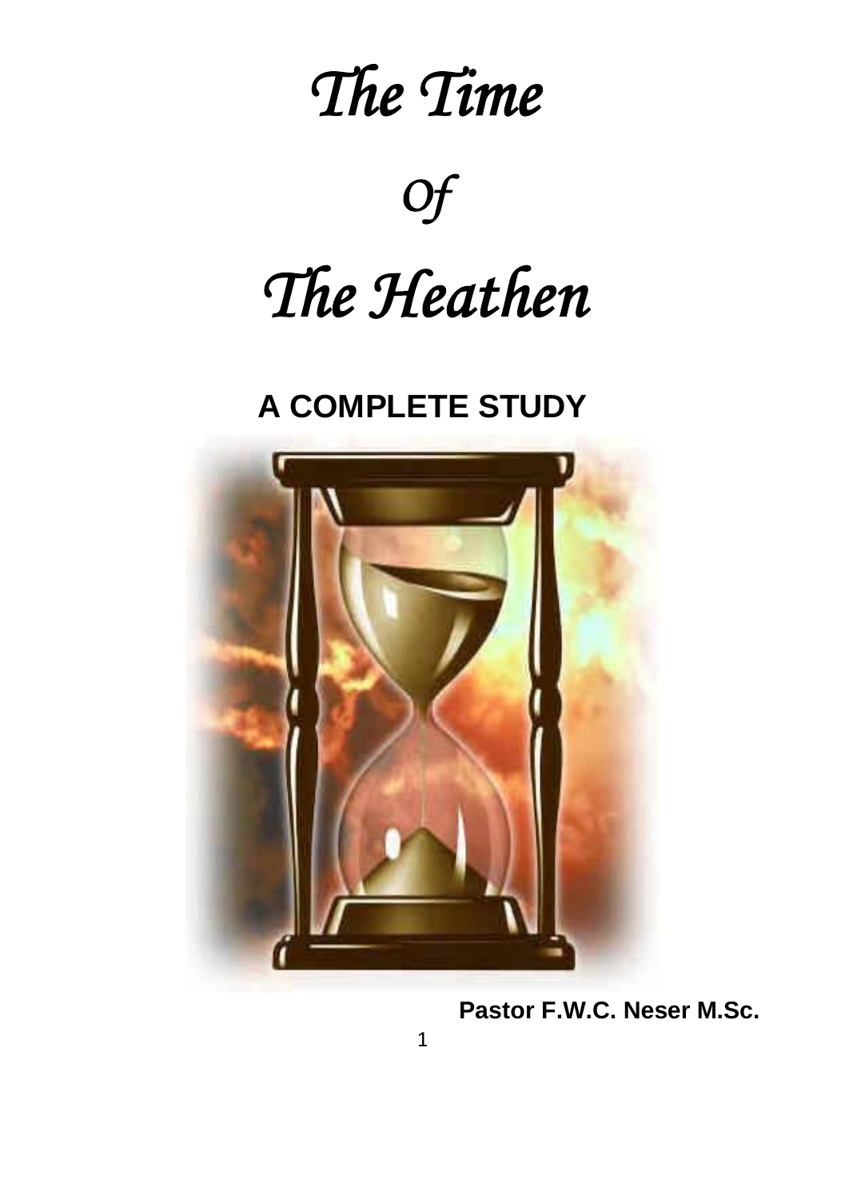# *The Time*

# *Of*

# *The Heathen*

## A COMPLETE STUDY

**Pastor F.W.C. Neser M.Sc.**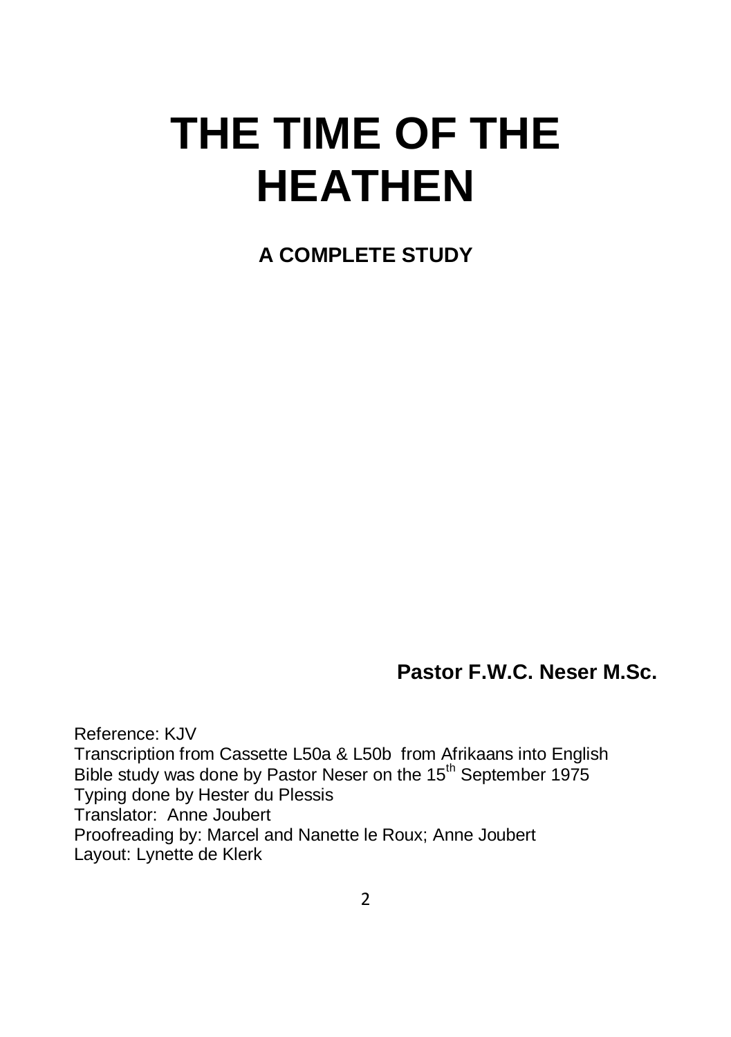# THE TIME OF THE HEATHEN

**A COMPLETE STUDY**

**Pastor F.W.C. Neser M.Sc.**

Reference: KJV
Transcription from Cassette L50a & L50b from Afrikaans into English
Bible study was done by Pastor Neser on the 15th September 1975
Typing done by Hester du Plessis
Translator: Anne Joubert
Proofreading by: Marcel and Nanette le Roux; Anne Joubert
Layout: Lynette de Klerk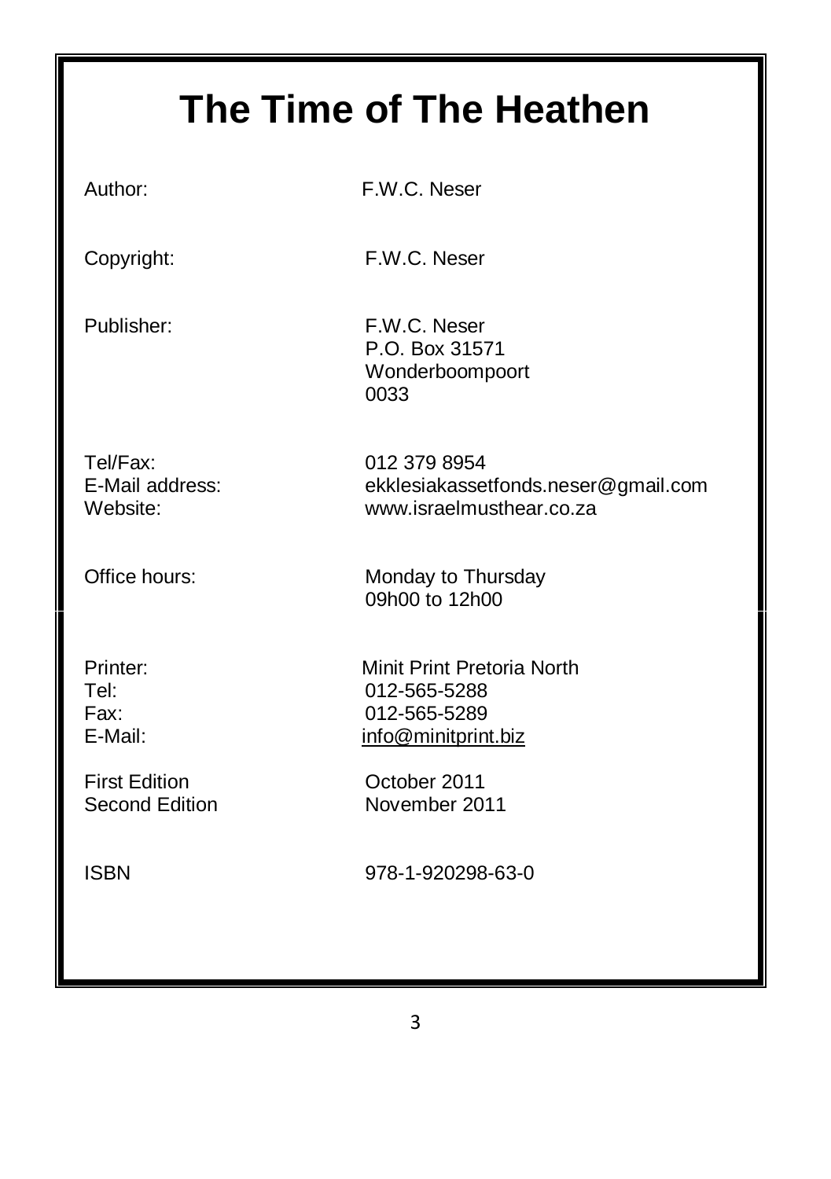# The Time of The Heathen

Author: F.W.C. Neser

Copyright: F.W.C. Neser

Publisher: F.W.C. Neser
P.O. Box 31571
Wonderboompoort
0033

Tel/Fax: 012 379 8954
E-Mail address: ekklesiakassetfonds.neser@gmail.com
Website: www.israelmusthear.co.za

Office hours: Monday to Thursday
09h00 to 12h00

Printer: Minit Print Pretoria North
Tel: 012-565-5288
Fax: 012-565-5289
E-Mail: info@minitprint.biz

First Edition October 2011
Second Edition November 2011

ISBN 978-1-920298-63-0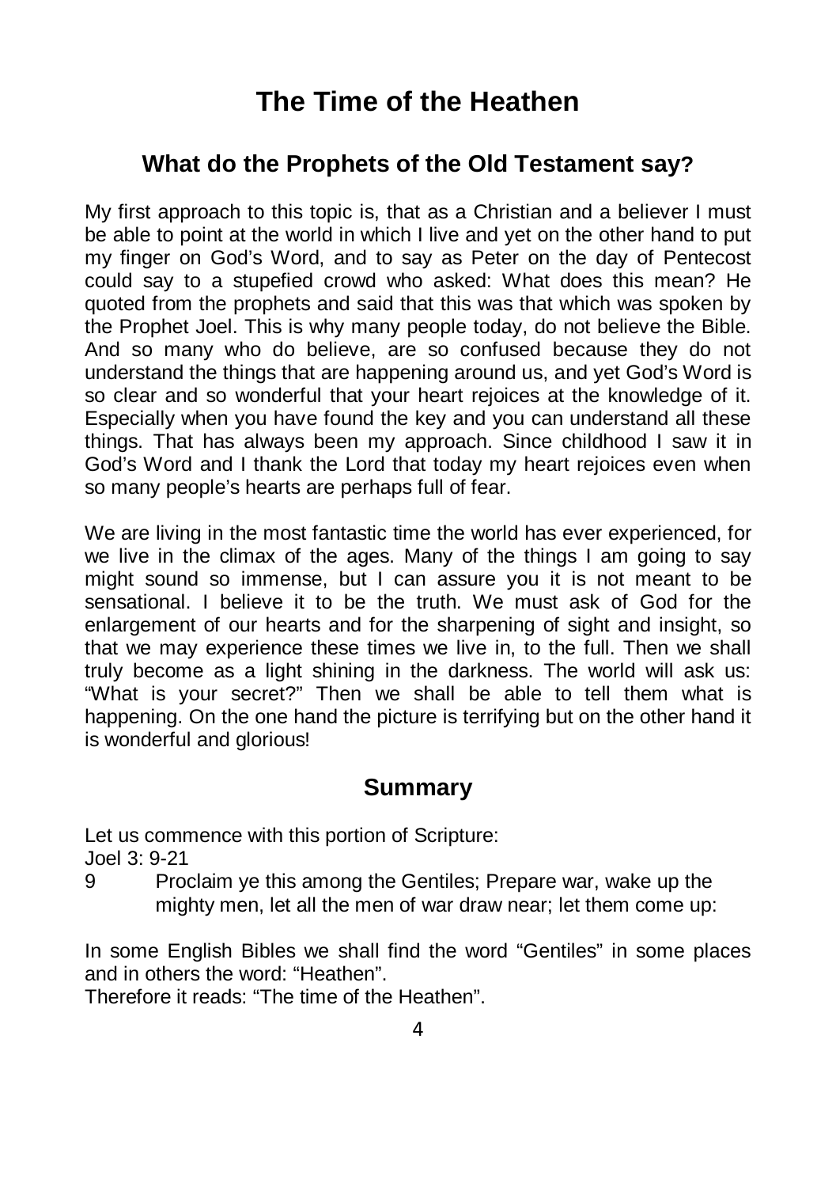# The Time of the Heathen

## What do the Prophets of the Old Testament say?

My first approach to this topic is, that as a Christian and a believer I must be able to point at the world in which I live and yet on the other hand to put my finger on God's Word, and to say as Peter on the day of Pentecost could say to a stupefied crowd who asked: What does this mean? He quoted from the prophets and said that this was that which was spoken by the Prophet Joel. This is why many people today, do not believe the Bible. And so many who do believe, are so confused because they do not understand the things that are happening around us, and yet God's Word is so clear and so wonderful that your heart rejoices at the knowledge of it. Especially when you have found the key and you can understand all these things. That has always been my approach. Since childhood I saw it in God's Word and I thank the Lord that today my heart rejoices even when so many people's hearts are perhaps full of fear.

We are living in the most fantastic time the world has ever experienced, for we live in the climax of the ages. Many of the things I am going to say might sound so immense, but I can assure you it is not meant to be sensational. I believe it to be the truth. We must ask of God for the enlargement of our hearts and for the sharpening of sight and insight, so that we may experience these times we live in, to the full. Then we shall truly become as a light shining in the darkness. The world will ask us: "What is your secret?" Then we shall be able to tell them what is happening. On the one hand the picture is terrifying but on the other hand it is wonderful and glorious!

## Summary

Let us commence with this portion of Scripture:
Joel 3: 9-21

9 Proclaim ye this among the Gentiles; Prepare war, wake up the mighty men, let all the men of war draw near; let them come up:

In some English Bibles we shall find the word "Gentiles" in some places and in others the word: "Heathen".
Therefore it reads: "The time of the Heathen".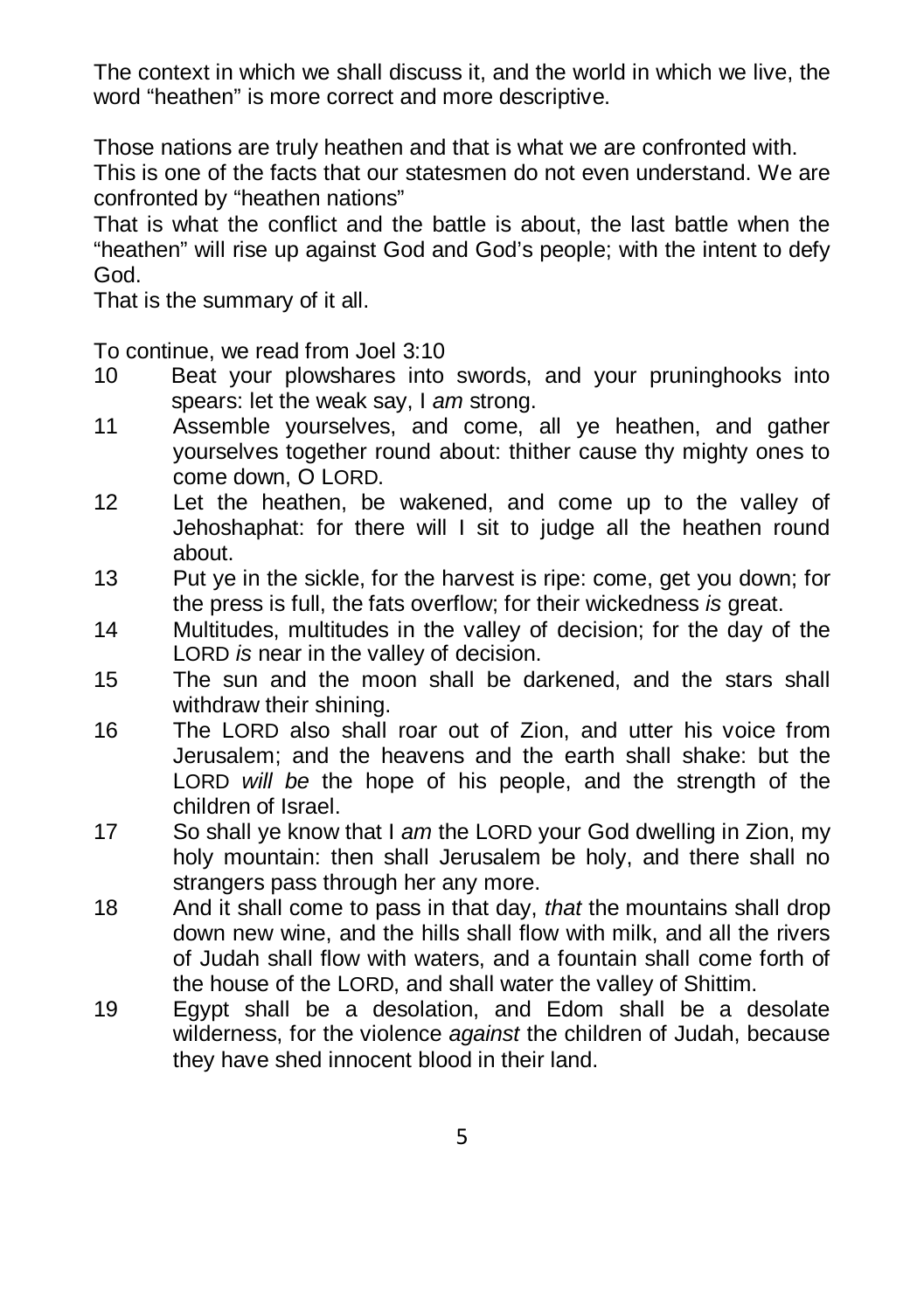The context in which we shall discuss it, and the world in which we live, the word "heathen" is more correct and more descriptive.

Those nations are truly heathen and that is what we are confronted with.
This is one of the facts that our statesmen do not even understand. We are confronted by "heathen nations"
That is what the conflict and the battle is about, the last battle when the "heathen" will rise up against God and God's people; with the intent to defy God.
That is the summary of it all.

To continue, we read from Joel 3:10

10 Beat your plowshares into swords, and your pruninghooks into spears: let the weak say, I *am* strong.
11 Assemble yourselves, and come, all ye heathen, and gather yourselves together round about: thither cause thy mighty ones to come down, O LORD.
12 Let the heathen, be wakened, and come up to the valley of Jehoshaphat: for there will I sit to judge all the heathen round about.
13 Put ye in the sickle, for the harvest is ripe: come, get you down; for the press is full, the fats overflow; for their wickedness *is* great.
14 Multitudes, multitudes in the valley of decision; for the day of the LORD *is* near in the valley of decision.
15 The sun and the moon shall be darkened, and the stars shall withdraw their shining.
16 The LORD also shall roar out of Zion, and utter his voice from Jerusalem; and the heavens and the earth shall shake: but the LORD *will be* the hope of his people, and the strength of the children of Israel.
17 So shall ye know that I *am* the LORD your God dwelling in Zion, my holy mountain: then shall Jerusalem be holy, and there shall no strangers pass through her any more.
18 And it shall come to pass in that day, *that* the mountains shall drop down new wine, and the hills shall flow with milk, and all the rivers of Judah shall flow with waters, and a fountain shall come forth of the house of the LORD, and shall water the valley of Shittim.
19 Egypt shall be a desolation, and Edom shall be a desolate wilderness, for the violence *against* the children of Judah, because they have shed innocent blood in their land.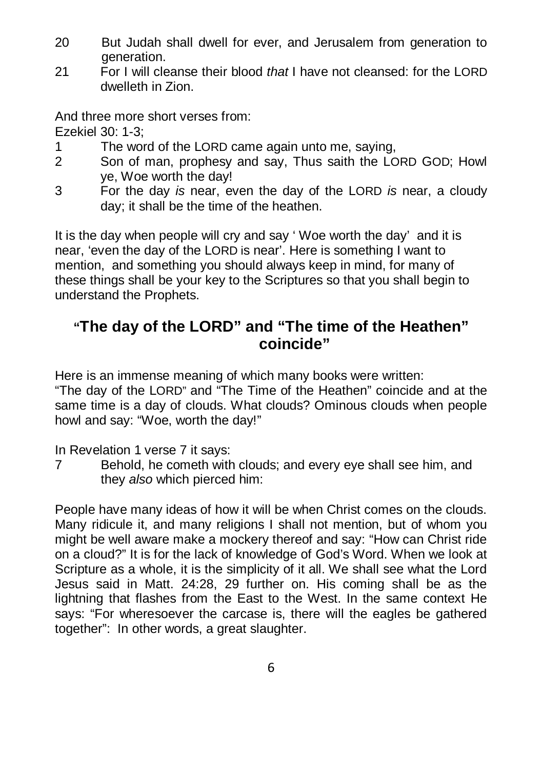20 But Judah shall dwell for ever, and Jerusalem from generation to generation.

21 For I will cleanse their blood *that* I have not cleansed: for the LORD dwelleth in Zion.

And three more short verses from:

Ezekiel 30: 1-3;

1 The word of the LORD came again unto me, saying,

2 Son of man, prophesy and say, Thus saith the LORD GOD; Howl ye, Woe worth the day!

3 For the day *is* near, even the day of the LORD *is* near, a cloudy day; it shall be the time of the heathen.

It is the day when people will cry and say ' Woe worth the day' and it is near, 'even the day of the LORD is near'. Here is something I want to mention, and something you should always keep in mind, for many of these things shall be your key to the Scriptures so that you shall begin to understand the Prophets.

## "The day of the LORD" and "The time of the Heathen" coincide"

Here is an immense meaning of which many books were written:
"The day of the LORD" and "The Time of the Heathen" coincide and at the same time is a day of clouds. What clouds? Ominous clouds when people howl and say: "Woe, worth the day!"

In Revelation 1 verse 7 it says:

7 Behold, he cometh with clouds; and every eye shall see him, and they *also* which pierced him:

People have many ideas of how it will be when Christ comes on the clouds. Many ridicule it, and many religions I shall not mention, but of whom you might be well aware make a mockery thereof and say: "How can Christ ride on a cloud?" It is for the lack of knowledge of God's Word. When we look at Scripture as a whole, it is the simplicity of it all. We shall see what the Lord Jesus said in Matt. 24:28, 29 further on. His coming shall be as the lightning that flashes from the East to the West. In the same context He says: "For wheresoever the carcase is, there will the eagles be gathered together": In other words, a great slaughter.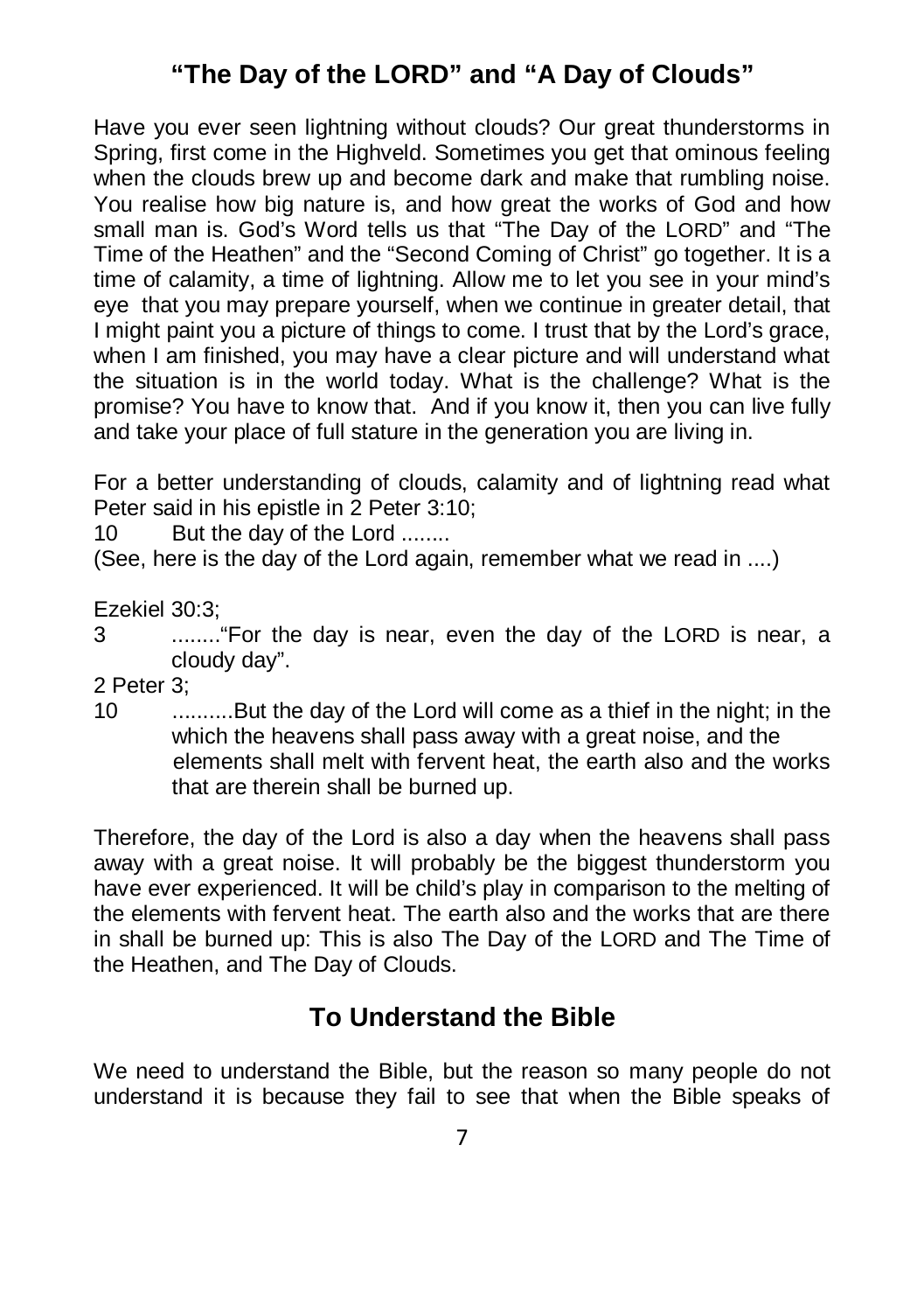## “The Day of the LORD” and “A Day of Clouds”

Have you ever seen lightning without clouds? Our great thunderstorms in Spring, first come in the Highveld. Sometimes you get that ominous feeling when the clouds brew up and become dark and make that rumbling noise. You realise how big nature is, and how great the works of God and how small man is. God’s Word tells us that “The Day of the LORD” and “The Time of the Heathen” and the “Second Coming of Christ” go together. It is a time of calamity, a time of lightning. Allow me to let you see in your mind’s eye that you may prepare yourself, when we continue in greater detail, that I might paint you a picture of things to come. I trust that by the Lord’s grace, when I am finished, you may have a clear picture and will understand what the situation is in the world today. What is the challenge? What is the promise? You have to know that. And if you know it, then you can live fully and take your place of full stature in the generation you are living in.

For a better understanding of clouds, calamity and of lightning read what Peter said in his epistle in 2 Peter 3:10;

10 But the day of the Lord ........

(See, here is the day of the Lord again, remember what we read in ....)

Ezekiel 30:3;

3 ........“For the day is near, even the day of the LORD is near, a cloudy day”.

2 Peter 3;

10 ..........But the day of the Lord will come as a thief in the night; in the which the heavens shall pass away with a great noise, and the elements shall melt with fervent heat, the earth also and the works that are therein shall be burned up.

Therefore, the day of the Lord is also a day when the heavens shall pass away with a great noise. It will probably be the biggest thunderstorm you have ever experienced. It will be child’s play in comparison to the melting of the elements with fervent heat. The earth also and the works that are there in shall be burned up: This is also The Day of the LORD and The Time of the Heathen, and The Day of Clouds.

## To Understand the Bible

We need to understand the Bible, but the reason so many people do not understand it is because they fail to see that when the Bible speaks of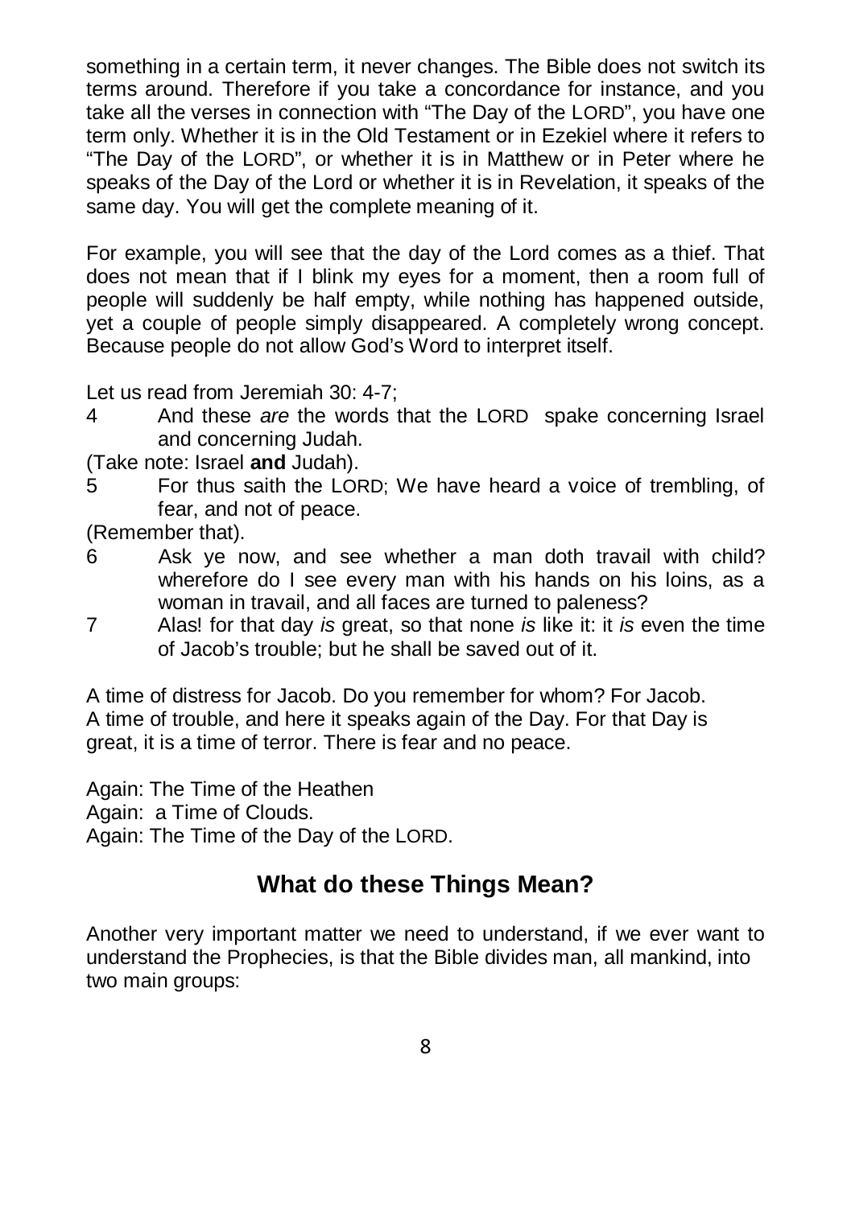something in a certain term, it never changes. The Bible does not switch its terms around. Therefore if you take a concordance for instance, and you take all the verses in connection with "The Day of the LORD", you have one term only. Whether it is in the Old Testament or in Ezekiel where it refers to "The Day of the LORD", or whether it is in Matthew or in Peter where he speaks of the Day of the Lord or whether it is in Revelation, it speaks of the same day. You will get the complete meaning of it.

For example, you will see that the day of the Lord comes as a thief. That does not mean that if I blink my eyes for a moment, then a room full of people will suddenly be half empty, while nothing has happened outside, yet a couple of people simply disappeared. A completely wrong concept. Because people do not allow God's Word to interpret itself.

Let us read from Jeremiah 30: 4-7;

4 And these *are* the words that the LORD spake concerning Israel and concerning Judah.

(Take note: Israel **and** Judah).

5 For thus saith the LORD; We have heard a voice of trembling, of fear, and not of peace.

(Remember that).

6 Ask ye now, and see whether a man doth travail with child? wherefore do I see every man with his hands on his loins, as a woman in travail, and all faces are turned to paleness?

7 Alas! for that day *is* great, so that none *is* like it: it *is* even the time of Jacob's trouble; but he shall be saved out of it.

A time of distress for Jacob. Do you remember for whom? For Jacob.
A time of trouble, and here it speaks again of the Day. For that Day is great, it is a time of terror. There is fear and no peace.

Again: The Time of the Heathen
Again: a Time of Clouds.
Again: The Time of the Day of the LORD.

## What do these Things Mean?

Another very important matter we need to understand, if we ever want to understand the Prophecies, is that the Bible divides man, all mankind, into two main groups: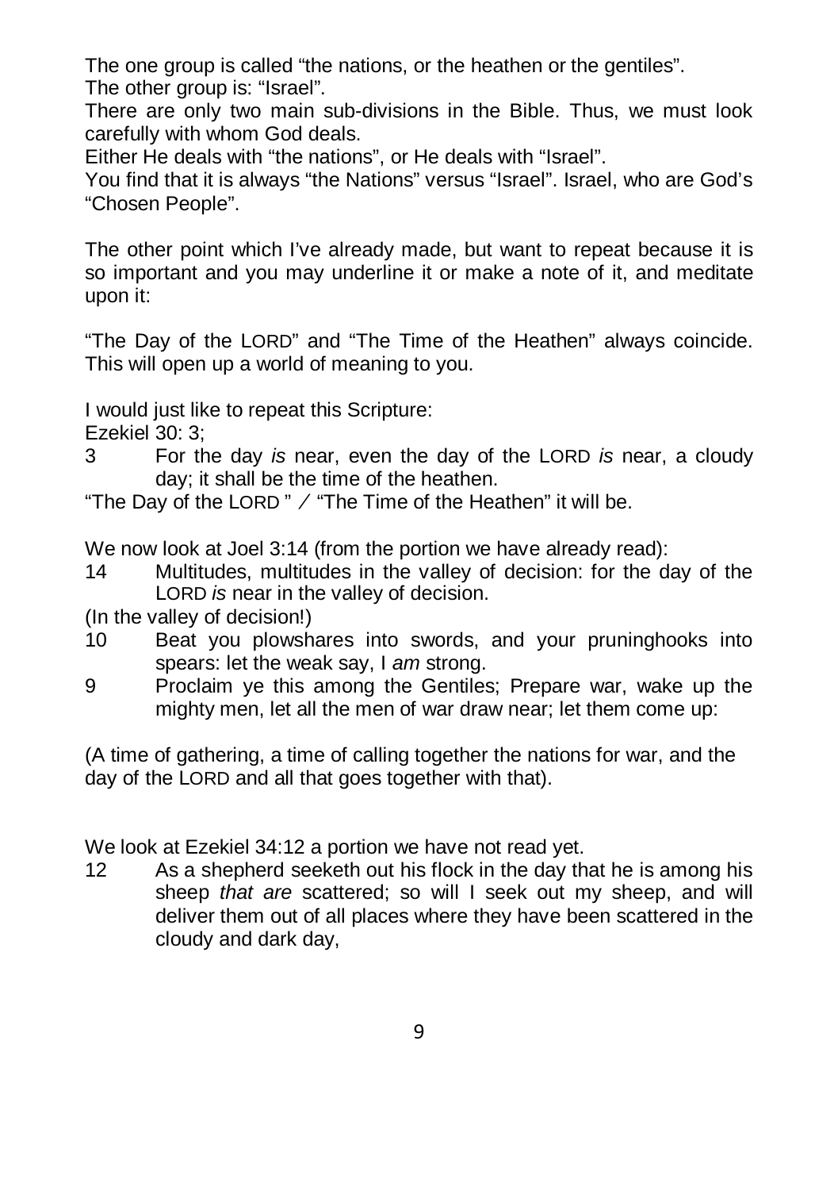The one group is called “the nations, or the heathen or the gentiles”.
The other group is: “Israel”.

There are only two main sub-divisions in the Bible. Thus, we must look carefully with whom God deals.

Either He deals with “the nations”, or He deals with “Israel”.

You find that it is always “the Nations” versus “Israel”. Israel, who are God’s “Chosen People”.

The other point which I’ve already made, but want to repeat because it is so important and you may underline it or make a note of it, and meditate upon it:

“The Day of the LORD” and “The Time of the Heathen” always coincide. This will open up a world of meaning to you.

I would just like to repeat this Scripture:

Ezekiel 30: 3;

3 For the day *is* near, even the day of the LORD *is* near, a cloudy day; it shall be the time of the heathen.

“The Day of the LORD ” ⁄ “The Time of the Heathen” it will be.

We now look at Joel 3:14 (from the portion we have already read):

14 Multitudes, multitudes in the valley of decision: for the day of the LORD *is* near in the valley of decision.

(In the valley of decision!)

10 Beat you plowshares into swords, and your pruninghooks into spears: let the weak say, I *am* strong.

9 Proclaim ye this among the Gentiles; Prepare war, wake up the mighty men, let all the men of war draw near; let them come up:

(A time of gathering, a time of calling together the nations for war, and the day of the LORD and all that goes together with that).

We look at Ezekiel 34:12 a portion we have not read yet.

12 As a shepherd seeketh out his flock in the day that he is among his sheep *that are* scattered; so will I seek out my sheep, and will deliver them out of all places where they have been scattered in the cloudy and dark day,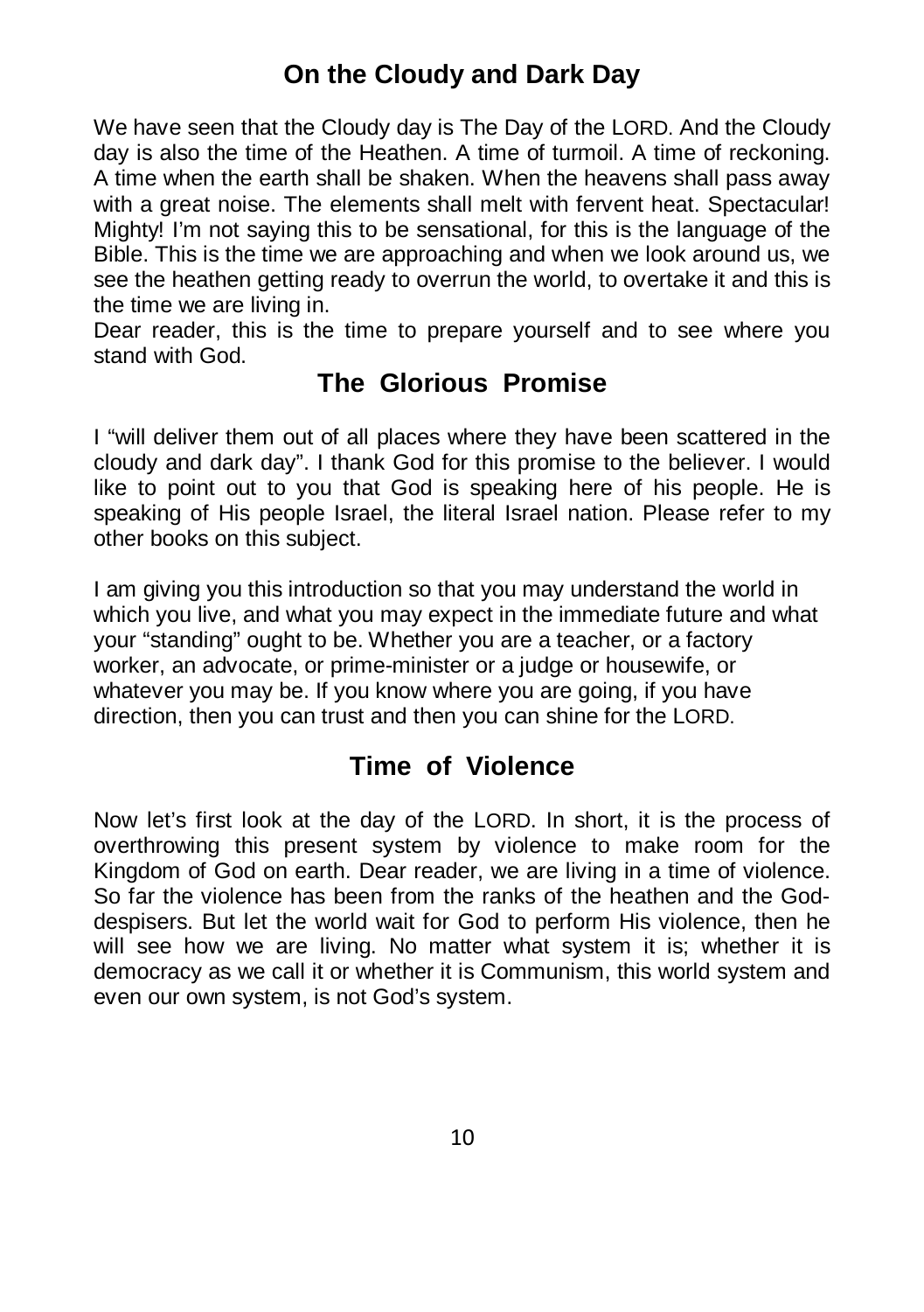## On the Cloudy and Dark Day

We have seen that the Cloudy day is The Day of the LORD. And the Cloudy day is also the time of the Heathen. A time of turmoil. A time of reckoning. A time when the earth shall be shaken. When the heavens shall pass away with a great noise. The elements shall melt with fervent heat. Spectacular! Mighty! I'm not saying this to be sensational, for this is the language of the Bible. This is the time we are approaching and when we look around us, we see the heathen getting ready to overrun the world, to overtake it and this is the time we are living in.
Dear reader, this is the time to prepare yourself and to see where you stand with God.

## The Glorious Promise

I "will deliver them out of all places where they have been scattered in the cloudy and dark day". I thank God for this promise to the believer. I would like to point out to you that God is speaking here of his people. He is speaking of His people Israel, the literal Israel nation. Please refer to my other books on this subject.

I am giving you this introduction so that you may understand the world in which you live, and what you may expect in the immediate future and what your "standing" ought to be. Whether you are a teacher, or a factory worker, an advocate, or prime-minister or a judge or housewife, or whatever you may be. If you know where you are going, if you have direction, then you can trust and then you can shine for the LORD.

## Time of Violence

Now let's first look at the day of the LORD. In short, it is the process of overthrowing this present system by violence to make room for the Kingdom of God on earth. Dear reader, we are living in a time of violence. So far the violence has been from the ranks of the heathen and the God-despisers. But let the world wait for God to perform His violence, then he will see how we are living. No matter what system it is; whether it is democracy as we call it or whether it is Communism, this world system and even our own system, is not God's system.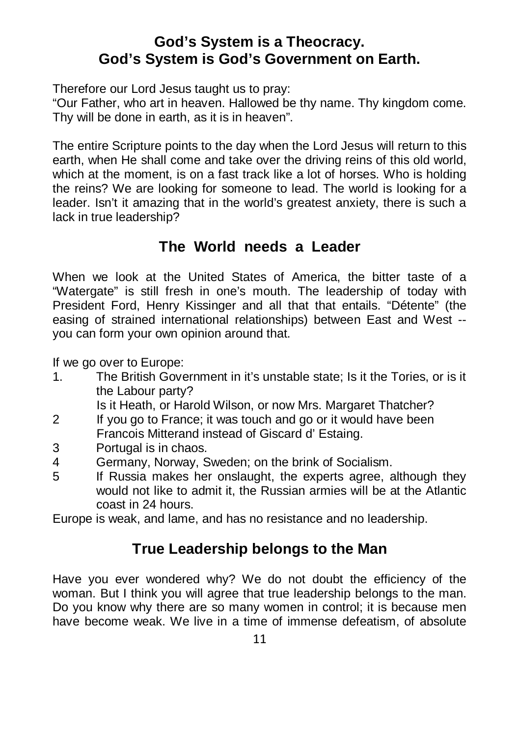## God's System is a Theocracy.
## God's System is God's Government on Earth.

Therefore our Lord Jesus taught us to pray:
"Our Father, who art in heaven. Hallowed be thy name. Thy kingdom come. Thy will be done in earth, as it is in heaven".

The entire Scripture points to the day when the Lord Jesus will return to this earth, when He shall come and take over the driving reins of this old world, which at the moment, is on a fast track like a lot of horses. Who is holding the reins? We are looking for someone to lead. The world is looking for a leader. Isn't it amazing that in the world's greatest anxiety, there is such a lack in true leadership?

## The World needs a Leader

When we look at the United States of America, the bitter taste of a "Watergate" is still fresh in one's mouth. The leadership of today with President Ford, Henry Kissinger and all that that entails. "Détente" (the easing of strained international relationships) between East and West -- you can form your own opinion around that.

If we go over to Europe:

1. The British Government in it's unstable state; Is it the Tories, or is it the Labour party?
   Is it Heath, or Harold Wilson, or now Mrs. Margaret Thatcher?
2. If you go to France; it was touch and go or it would have been Francois Mitterand instead of Giscard d' Estaing.
3. Portugal is in chaos.
4. Germany, Norway, Sweden; on the brink of Socialism.
5. If Russia makes her onslaught, the experts agree, although they would not like to admit it, the Russian armies will be at the Atlantic coast in 24 hours.

Europe is weak, and lame, and has no resistance and no leadership.

## True Leadership belongs to the Man

Have you ever wondered why? We do not doubt the efficiency of the woman. But I think you will agree that true leadership belongs to the man. Do you know why there are so many women in control; it is because men have become weak. We live in a time of immense defeatism, of absolute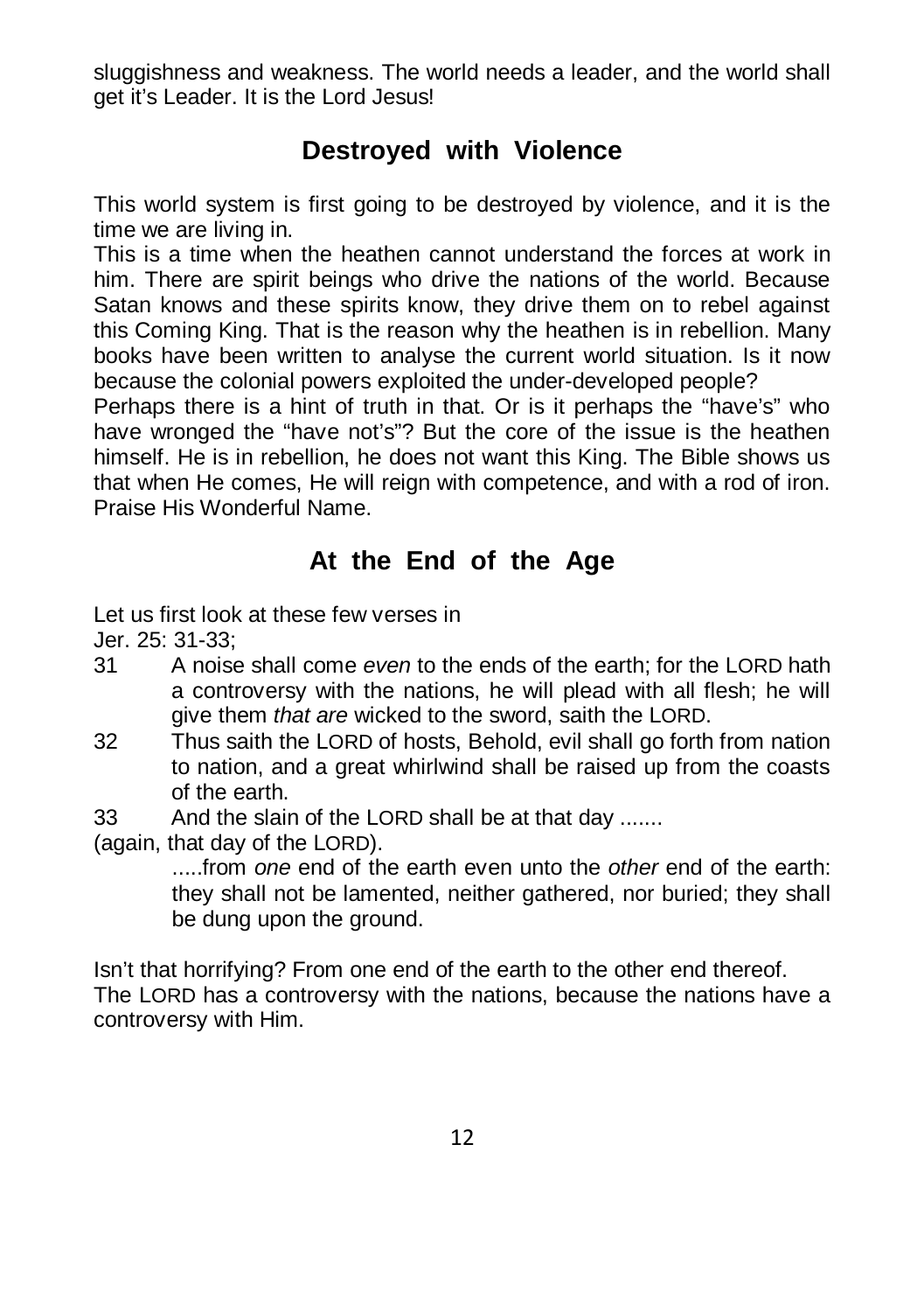sluggishness and weakness. The world needs a leader, and the world shall get it's Leader. It is the Lord Jesus!

## Destroyed with Violence

This world system is first going to be destroyed by violence, and it is the time we are living in.

This is a time when the heathen cannot understand the forces at work in him. There are spirit beings who drive the nations of the world. Because Satan knows and these spirits know, they drive them on to rebel against this Coming King. That is the reason why the heathen is in rebellion. Many books have been written to analyse the current world situation. Is it now because the colonial powers exploited the under-developed people?

Perhaps there is a hint of truth in that. Or is it perhaps the "have's" who have wronged the "have not's"? But the core of the issue is the heathen himself. He is in rebellion, he does not want this King. The Bible shows us that when He comes, He will reign with competence, and with a rod of iron. Praise His Wonderful Name.

## At the End of the Age

Let us first look at these few verses in

Jer. 25: 31-33;

31 A noise shall come *even* to the ends of the earth; for the LORD hath a controversy with the nations, he will plead with all flesh; he will give them *that are* wicked to the sword, saith the LORD.

32 Thus saith the LORD of hosts, Behold, evil shall go forth from nation to nation, and a great whirlwind shall be raised up from the coasts of the earth.

33 And the slain of the LORD shall be at that day .......

(again, that day of the LORD).

.....from *one* end of the earth even unto the *other* end of the earth: they shall not be lamented, neither gathered, nor buried; they shall be dung upon the ground.

Isn't that horrifying? From one end of the earth to the other end thereof.

The LORD has a controversy with the nations, because the nations have a controversy with Him.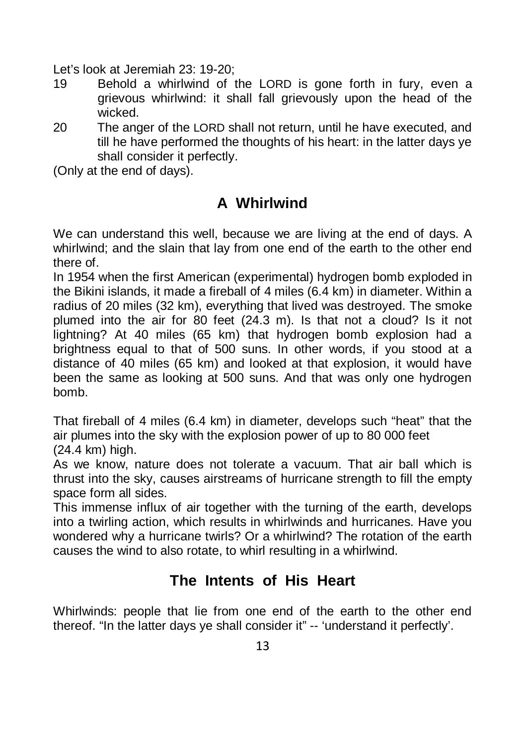Let's look at Jeremiah 23: 19-20;

19 Behold a whirlwind of the LORD is gone forth in fury, even a grievous whirlwind: it shall fall grievously upon the head of the wicked.

20 The anger of the LORD shall not return, until he have executed, and till he have performed the thoughts of his heart: in the latter days ye shall consider it perfectly.

(Only at the end of days).

## A Whirlwind

We can understand this well, because we are living at the end of days. A whirlwind; and the slain that lay from one end of the earth to the other end there of.

In 1954 when the first American (experimental) hydrogen bomb exploded in the Bikini islands, it made a fireball of 4 miles (6.4 km) in diameter. Within a radius of 20 miles (32 km), everything that lived was destroyed. The smoke plumed into the air for 80 feet (24.3 m). Is that not a cloud? Is it not lightning? At 40 miles (65 km) that hydrogen bomb explosion had a brightness equal to that of 500 suns. In other words, if you stood at a distance of 40 miles (65 km) and looked at that explosion, it would have been the same as looking at 500 suns. And that was only one hydrogen bomb.

That fireball of 4 miles (6.4 km) in diameter, develops such "heat" that the air plumes into the sky with the explosion power of up to 80 000 feet (24.4 km) high.

As we know, nature does not tolerate a vacuum. That air ball which is thrust into the sky, causes airstreams of hurricane strength to fill the empty space form all sides.

This immense influx of air together with the turning of the earth, develops into a twirling action, which results in whirlwinds and hurricanes. Have you wondered why a hurricane twirls? Or a whirlwind? The rotation of the earth causes the wind to also rotate, to whirl resulting in a whirlwind.

## The Intents of His Heart

Whirlwinds: people that lie from one end of the earth to the other end thereof. "In the latter days ye shall consider it" -- 'understand it perfectly'.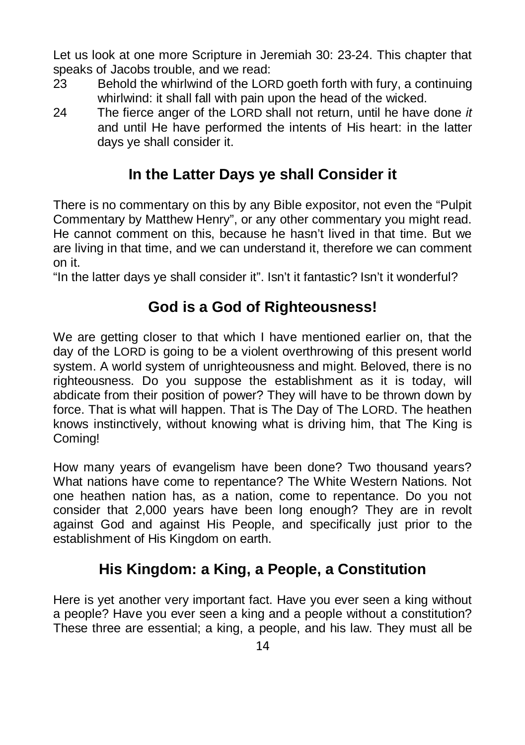Let us look at one more Scripture in Jeremiah 30: 23-24. This chapter that speaks of Jacobs trouble, and we read:

23 Behold the whirlwind of the LORD goeth forth with fury, a continuing whirlwind: it shall fall with pain upon the head of the wicked.

24 The fierce anger of the LORD shall not return, until he have done *it* and until He have performed the intents of His heart: in the latter days ye shall consider it.

## In the Latter Days ye shall Consider it

There is no commentary on this by any Bible expositor, not even the "Pulpit Commentary by Matthew Henry", or any other commentary you might read. He cannot comment on this, because he hasn't lived in that time. But we are living in that time, and we can understand it, therefore we can comment on it.

"In the latter days ye shall consider it". Isn't it fantastic? Isn't it wonderful?

## God is a God of Righteousness!

We are getting closer to that which I have mentioned earlier on, that the day of the LORD is going to be a violent overthrowing of this present world system. A world system of unrighteousness and might. Beloved, there is no righteousness. Do you suppose the establishment as it is today, will abdicate from their position of power? They will have to be thrown down by force. That is what will happen. That is The Day of The LORD. The heathen knows instinctively, without knowing what is driving him, that The King is Coming!

How many years of evangelism have been done? Two thousand years? What nations have come to repentance? The White Western Nations. Not one heathen nation has, as a nation, come to repentance. Do you not consider that 2,000 years have been long enough? They are in revolt against God and against His People, and specifically just prior to the establishment of His Kingdom on earth.

## His Kingdom: a King, a People, a Constitution

Here is yet another very important fact. Have you ever seen a king without a people? Have you ever seen a king and a people without a constitution? These three are essential; a king, a people, and his law. They must all be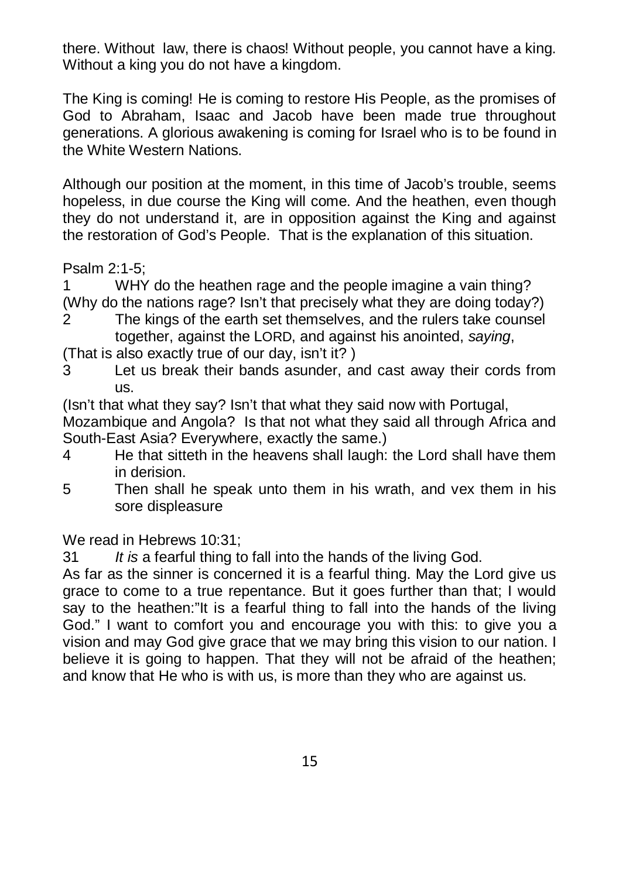there. Without law, there is chaos! Without people, you cannot have a king. Without a king you do not have a kingdom.

The King is coming! He is coming to restore His People, as the promises of God to Abraham, Isaac and Jacob have been made true throughout generations. A glorious awakening is coming for Israel who is to be found in the White Western Nations.

Although our position at the moment, in this time of Jacob's trouble, seems hopeless, in due course the King will come. And the heathen, even though they do not understand it, are in opposition against the King and against the restoration of God's People. That is the explanation of this situation.

Psalm 2:1-5;

1 WHY do the heathen rage and the people imagine a vain thing?

(Why do the nations rage? Isn't that precisely what they are doing today?)

2 The kings of the earth set themselves, and the rulers take counsel together, against the LORD, and against his anointed, *saying*,

(That is also exactly true of our day, isn't it? )

3 Let us break their bands asunder, and cast away their cords from us.

(Isn't that what they say? Isn't that what they said now with Portugal, Mozambique and Angola? Is that not what they said all through Africa and South-East Asia? Everywhere, exactly the same.)

4 He that sitteth in the heavens shall laugh: the Lord shall have them in derision.

5 Then shall he speak unto them in his wrath, and vex them in his sore displeasure

We read in Hebrews 10:31;

31 *It is* a fearful thing to fall into the hands of the living God.

As far as the sinner is concerned it is a fearful thing. May the Lord give us grace to come to a true repentance. But it goes further than that; I would say to the heathen:"It is a fearful thing to fall into the hands of the living God." I want to comfort you and encourage you with this: to give you a vision and may God give grace that we may bring this vision to our nation. I believe it is going to happen. That they will not be afraid of the heathen; and know that He who is with us, is more than they who are against us.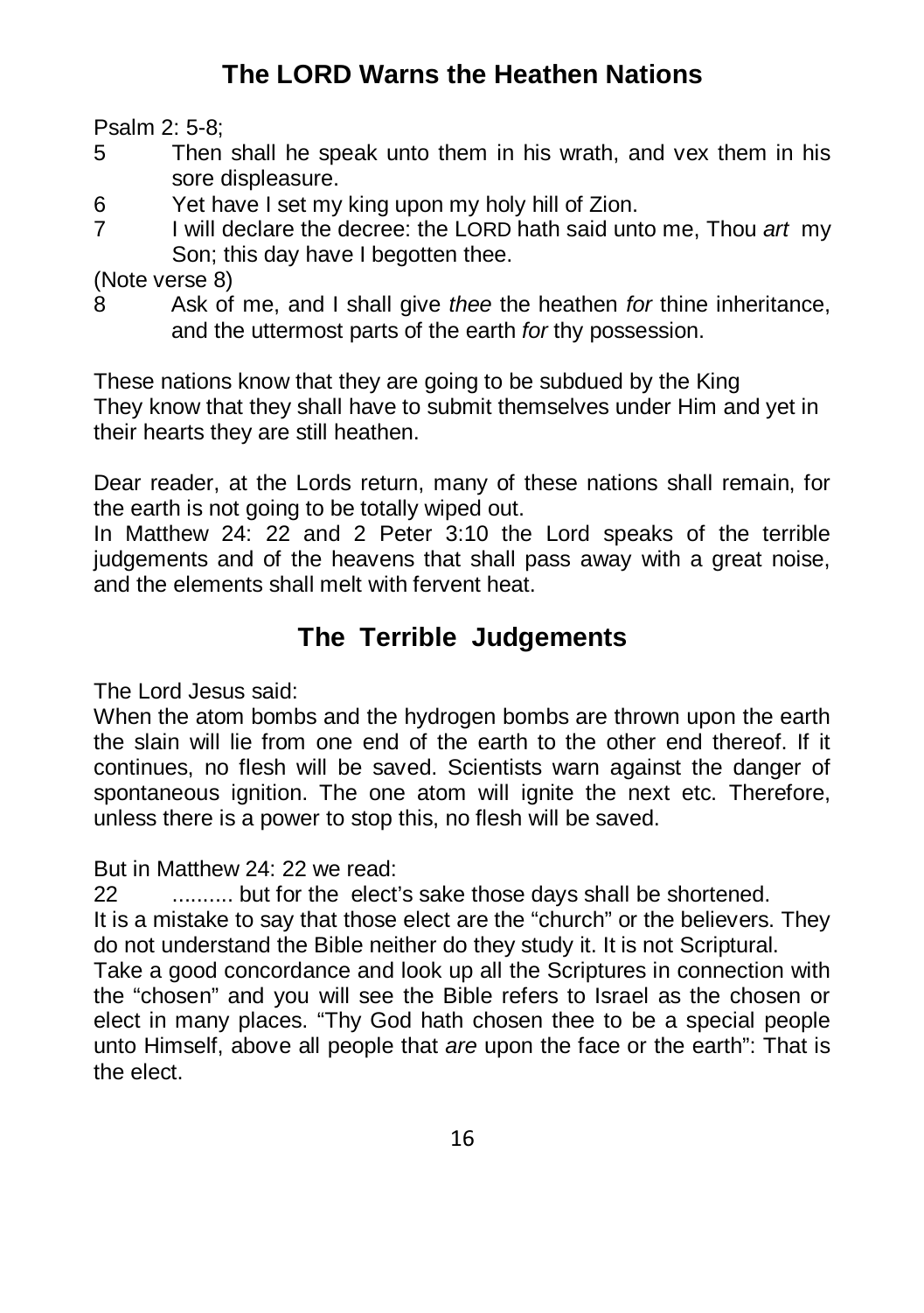## The LORD Warns the Heathen Nations

Psalm 2: 5-8;

5 Then shall he speak unto them in his wrath, and vex them in his sore displeasure.

6 Yet have I set my king upon my holy hill of Zion.

7 I will declare the decree: the LORD hath said unto me, Thou *art* my Son; this day have I begotten thee.

(Note verse 8)

8 Ask of me, and I shall give *thee* the heathen *for* thine inheritance, and the uttermost parts of the earth *for* thy possession.

These nations know that they are going to be subdued by the King
They know that they shall have to submit themselves under Him and yet in their hearts they are still heathen.

Dear reader, at the Lords return, many of these nations shall remain, for the earth is not going to be totally wiped out.
In Matthew 24: 22 and 2 Peter 3:10 the Lord speaks of the terrible judgements and of the heavens that shall pass away with a great noise, and the elements shall melt with fervent heat.

## The Terrible Judgements

The Lord Jesus said:
When the atom bombs and the hydrogen bombs are thrown upon the earth the slain will lie from one end of the earth to the other end thereof. If it continues, no flesh will be saved. Scientists warn against the danger of spontaneous ignition. The one atom will ignite the next etc. Therefore, unless there is a power to stop this, no flesh will be saved.

But in Matthew 24: 22 we read:

22 .......... but for the elect's sake those days shall be shortened.

It is a mistake to say that those elect are the "church" or the believers. They do not understand the Bible neither do they study it. It is not Scriptural.
Take a good concordance and look up all the Scriptures in connection with the "chosen" and you will see the Bible refers to Israel as the chosen or elect in many places. "Thy God hath chosen thee to be a special people unto Himself, above all people that *are* upon the face or the earth": That is the elect.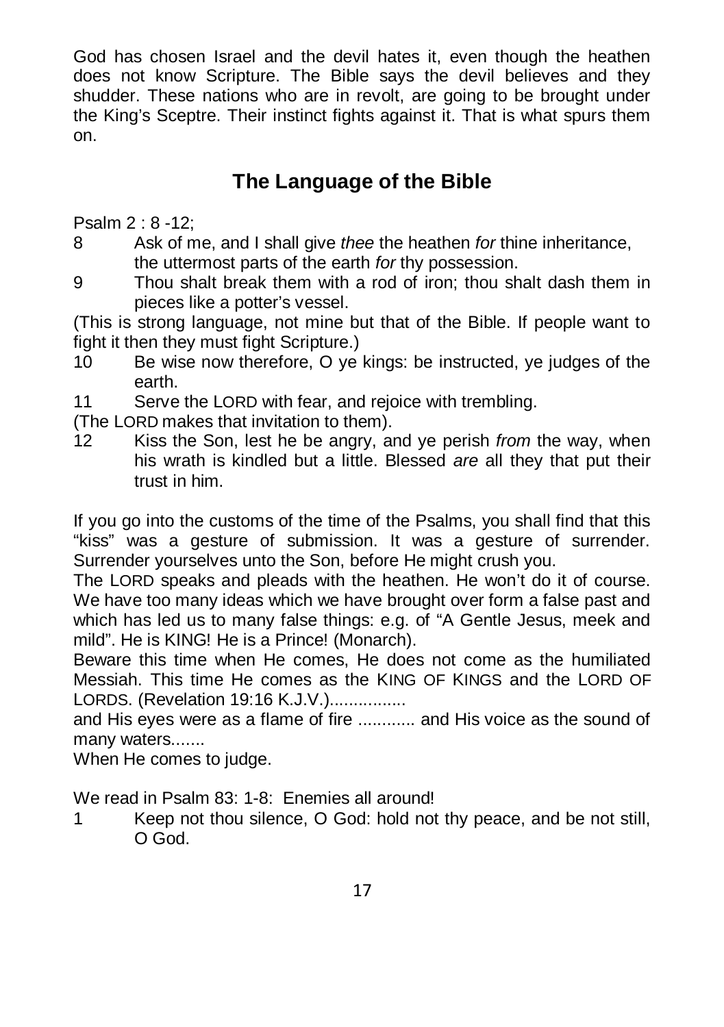God has chosen Israel and the devil hates it, even though the heathen does not know Scripture. The Bible says the devil believes and they shudder. These nations who are in revolt, are going to be brought under the King's Sceptre. Their instinct fights against it. That is what spurs them on.

## The Language of the Bible

Psalm 2 : 8 -12;

8 Ask of me, and I shall give *thee* the heathen *for* thine inheritance, the uttermost parts of the earth *for* thy possession.

9 Thou shalt break them with a rod of iron; thou shalt dash them in pieces like a potter's vessel.

(This is strong language, not mine but that of the Bible. If people want to fight it then they must fight Scripture.)

10 Be wise now therefore, O ye kings: be instructed, ye judges of the earth.

11 Serve the LORD with fear, and rejoice with trembling.

(The LORD makes that invitation to them).

12 Kiss the Son, lest he be angry, and ye perish *from* the way, when his wrath is kindled but a little. Blessed *are* all they that put their trust in him.

If you go into the customs of the time of the Psalms, you shall find that this "kiss" was a gesture of submission. It was a gesture of surrender. Surrender yourselves unto the Son, before He might crush you.

The LORD speaks and pleads with the heathen. He won't do it of course. We have too many ideas which we have brought over form a false past and which has led us to many false things: e.g. of "A Gentle Jesus, meek and mild". He is KING! He is a Prince! (Monarch).

Beware this time when He comes, He does not come as the humiliated Messiah. This time He comes as the KING OF KINGS and the LORD OF LORDS. (Revelation 19:16 K.J.V.)................

and His eyes were as a flame of fire ............ and His voice as the sound of many waters.......

When He comes to judge.

We read in Psalm 83: 1-8: Enemies all around!

1 Keep not thou silence, O God: hold not thy peace, and be not still, O God.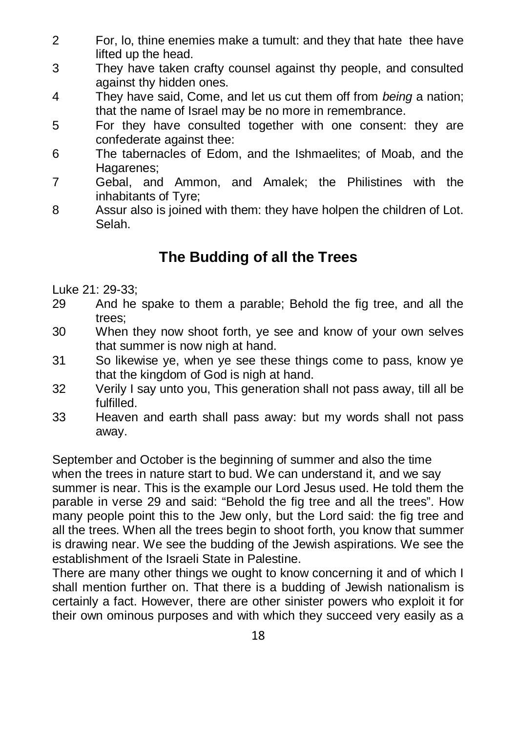2 For, lo, thine enemies make a tumult: and they that hate thee have lifted up the head.

3 They have taken crafty counsel against thy people, and consulted against thy hidden ones.

4 They have said, Come, and let us cut them off from *being* a nation; that the name of Israel may be no more in remembrance.

5 For they have consulted together with one consent: they are confederate against thee:

6 The tabernacles of Edom, and the Ishmaelites; of Moab, and the Hagarenes;

7 Gebal, and Ammon, and Amalek; the Philistines with the inhabitants of Tyre;

8 Assur also is joined with them: they have holpen the children of Lot. Selah.

## The Budding of all the Trees

Luke 21: 29-33;

29 And he spake to them a parable; Behold the fig tree, and all the trees;

30 When they now shoot forth, ye see and know of your own selves that summer is now nigh at hand.

31 So likewise ye, when ye see these things come to pass, know ye that the kingdom of God is nigh at hand.

32 Verily I say unto you, This generation shall not pass away, till all be fulfilled.

33 Heaven and earth shall pass away: but my words shall not pass away.

September and October is the beginning of summer and also the time when the trees in nature start to bud. We can understand it, and we say summer is near. This is the example our Lord Jesus used. He told them the parable in verse 29 and said: "Behold the fig tree and all the trees". How many people point this to the Jew only, but the Lord said: the fig tree and all the trees. When all the trees begin to shoot forth, you know that summer is drawing near. We see the budding of the Jewish aspirations. We see the establishment of the Israeli State in Palestine.

There are many other things we ought to know concerning it and of which I shall mention further on. That there is a budding of Jewish nationalism is certainly a fact. However, there are other sinister powers who exploit it for their own ominous purposes and with which they succeed very easily as a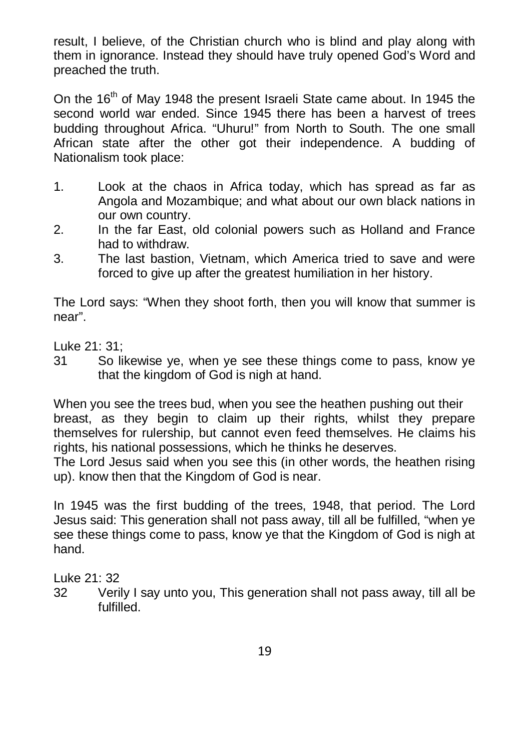result, I believe, of the Christian church who is blind and play along with them in ignorance. Instead they should have truly opened God's Word and preached the truth.

On the 16th of May 1948 the present Israeli State came about. In 1945 the second world war ended. Since 1945 there has been a harvest of trees budding throughout Africa. "Uhuru!" from North to South. The one small African state after the other got their independence. A budding of Nationalism took place:

1. Look at the chaos in Africa today, which has spread as far as Angola and Mozambique; and what about our own black nations in our own country.
2. In the far East, old colonial powers such as Holland and France had to withdraw.
3. The last bastion, Vietnam, which America tried to save and were forced to give up after the greatest humiliation in her history.

The Lord says: "When they shoot forth, then you will know that summer is near".

Luke 21: 31;

31 So likewise ye, when ye see these things come to pass, know ye that the kingdom of God is nigh at hand.

When you see the trees bud, when you see the heathen pushing out their breast, as they begin to claim up their rights, whilst they prepare themselves for rulership, but cannot even feed themselves. He claims his rights, his national possessions, which he thinks he deserves.
The Lord Jesus said when you see this (in other words, the heathen rising up). know then that the Kingdom of God is near.

In 1945 was the first budding of the trees, 1948, that period. The Lord Jesus said: This generation shall not pass away, till all be fulfilled, "when ye see these things come to pass, know ye that the Kingdom of God is nigh at hand.

Luke 21: 32

32 Verily I say unto you, This generation shall not pass away, till all be fulfilled.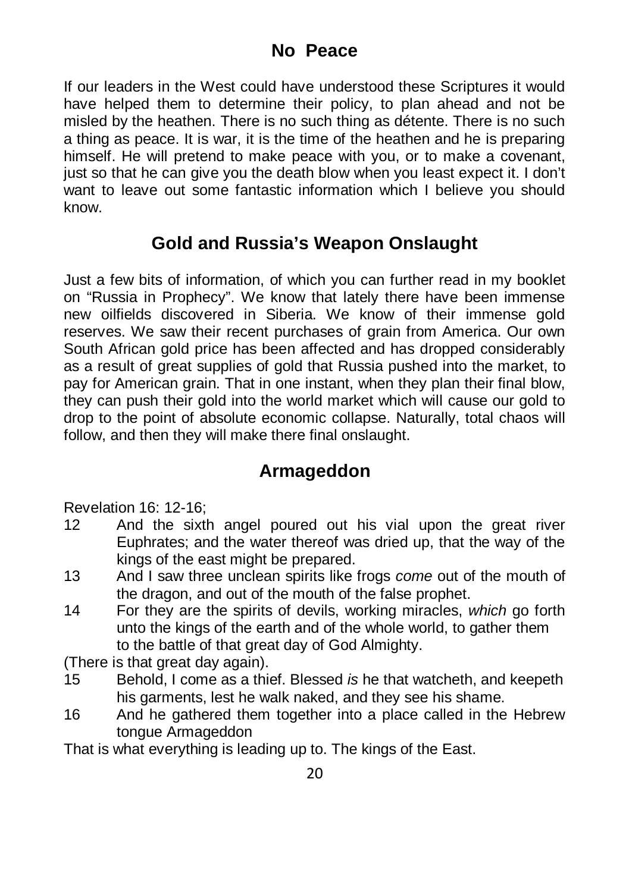## No Peace

If our leaders in the West could have understood these Scriptures it would have helped them to determine their policy, to plan ahead and not be misled by the heathen. There is no such thing as détente. There is no such a thing as peace. It is war, it is the time of the heathen and he is preparing himself. He will pretend to make peace with you, or to make a covenant, just so that he can give you the death blow when you least expect it. I don't want to leave out some fantastic information which I believe you should know.

## Gold and Russia's Weapon Onslaught

Just a few bits of information, of which you can further read in my booklet on "Russia in Prophecy". We know that lately there have been immense new oilfields discovered in Siberia. We know of their immense gold reserves. We saw their recent purchases of grain from America. Our own South African gold price has been affected and has dropped considerably as a result of great supplies of gold that Russia pushed into the market, to pay for American grain. That in one instant, when they plan their final blow, they can push their gold into the world market which will cause our gold to drop to the point of absolute economic collapse. Naturally, total chaos will follow, and then they will make there final onslaught.

## Armageddon

Revelation 16: 12-16;

12 And the sixth angel poured out his vial upon the great river Euphrates; and the water thereof was dried up, that the way of the kings of the east might be prepared.

13 And I saw three unclean spirits like frogs *come* out of the mouth of the dragon, and out of the mouth of the false prophet.

14 For they are the spirits of devils, working miracles, *which* go forth unto the kings of the earth and of the whole world, to gather them to the battle of that great day of God Almighty.

(There is that great day again).

15 Behold, I come as a thief. Blessed *is* he that watcheth, and keepeth his garments, lest he walk naked, and they see his shame.

16 And he gathered them together into a place called in the Hebrew tongue Armageddon

That is what everything is leading up to. The kings of the East.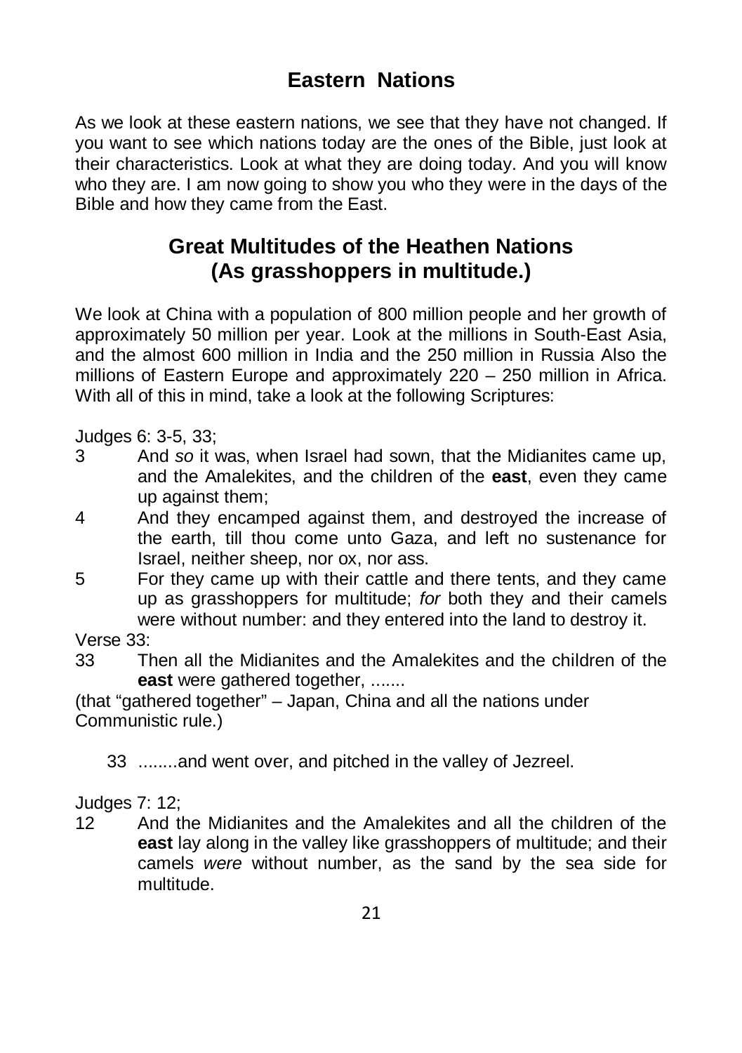## Eastern Nations

As we look at these eastern nations, we see that they have not changed. If you want to see which nations today are the ones of the Bible, just look at their characteristics. Look at what they are doing today. And you will know who they are. I am now going to show you who they were in the days of the Bible and how they came from the East.

## Great Multitudes of the Heathen Nations (As grasshoppers in multitude.)

We look at China with a population of 800 million people and her growth of approximately 50 million per year. Look at the millions in South-East Asia, and the almost 600 million in India and the 250 million in Russia Also the millions of Eastern Europe and approximately 220 – 250 million in Africa. With all of this in mind, take a look at the following Scriptures:

Judges 6: 3-5, 33;

3 And *so* it was, when Israel had sown, that the Midianites came up, and the Amalekites, and the children of the **east**, even they came up against them;

4 And they encamped against them, and destroyed the increase of the earth, till thou come unto Gaza, and left no sustenance for Israel, neither sheep, nor ox, nor ass.

5 For they came up with their cattle and there tents, and they came up as grasshoppers for multitude; *for* both they and their camels were without number: and they entered into the land to destroy it.

Verse 33:

33 Then all the Midianites and the Amalekites and the children of the **east** were gathered together, .......

(that "gathered together" – Japan, China and all the nations under Communistic rule.)

33 ........and went over, and pitched in the valley of Jezreel.

Judges 7: 12;

12 And the Midianites and the Amalekites and all the children of the **east** lay along in the valley like grasshoppers of multitude; and their camels *were* without number, as the sand by the sea side for multitude.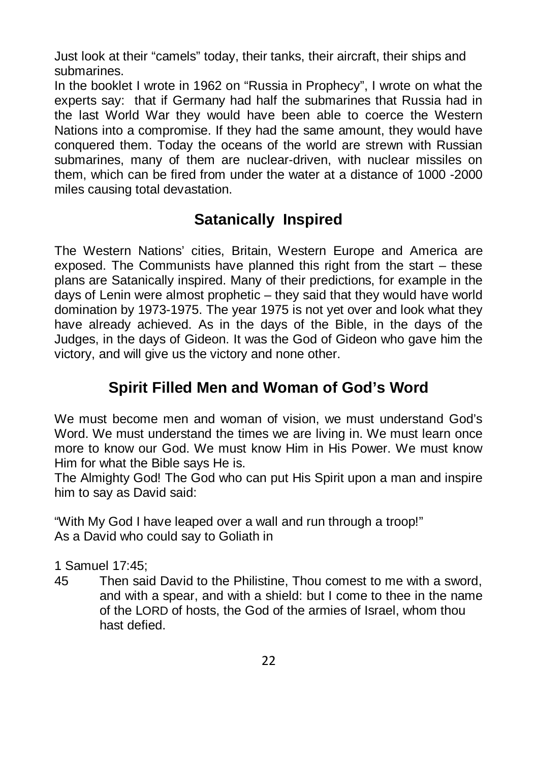Just look at their "camels" today, their tanks, their aircraft, their ships and submarines.

In the booklet I wrote in 1962 on "Russia in Prophecy", I wrote on what the experts say: that if Germany had half the submarines that Russia had in the last World War they would have been able to coerce the Western Nations into a compromise. If they had the same amount, they would have conquered them. Today the oceans of the world are strewn with Russian submarines, many of them are nuclear-driven, with nuclear missiles on them, which can be fired from under the water at a distance of 1000 -2000 miles causing total devastation.

## Satanically Inspired

The Western Nations' cities, Britain, Western Europe and America are exposed. The Communists have planned this right from the start – these plans are Satanically inspired. Many of their predictions, for example in the days of Lenin were almost prophetic – they said that they would have world domination by 1973-1975. The year 1975 is not yet over and look what they have already achieved. As in the days of the Bible, in the days of the Judges, in the days of Gideon. It was the God of Gideon who gave him the victory, and will give us the victory and none other.

## Spirit Filled Men and Woman of God's Word

We must become men and woman of vision, we must understand God's Word. We must understand the times we are living in. We must learn once more to know our God. We must know Him in His Power. We must know Him for what the Bible says He is.

The Almighty God! The God who can put His Spirit upon a man and inspire him to say as David said:

"With My God I have leaped over a wall and run through a troop!"
As a David who could say to Goliath in

1 Samuel 17:45;

45 Then said David to the Philistine, Thou comest to me with a sword, and with a spear, and with a shield: but I come to thee in the name of the LORD of hosts, the God of the armies of Israel, whom thou hast defied.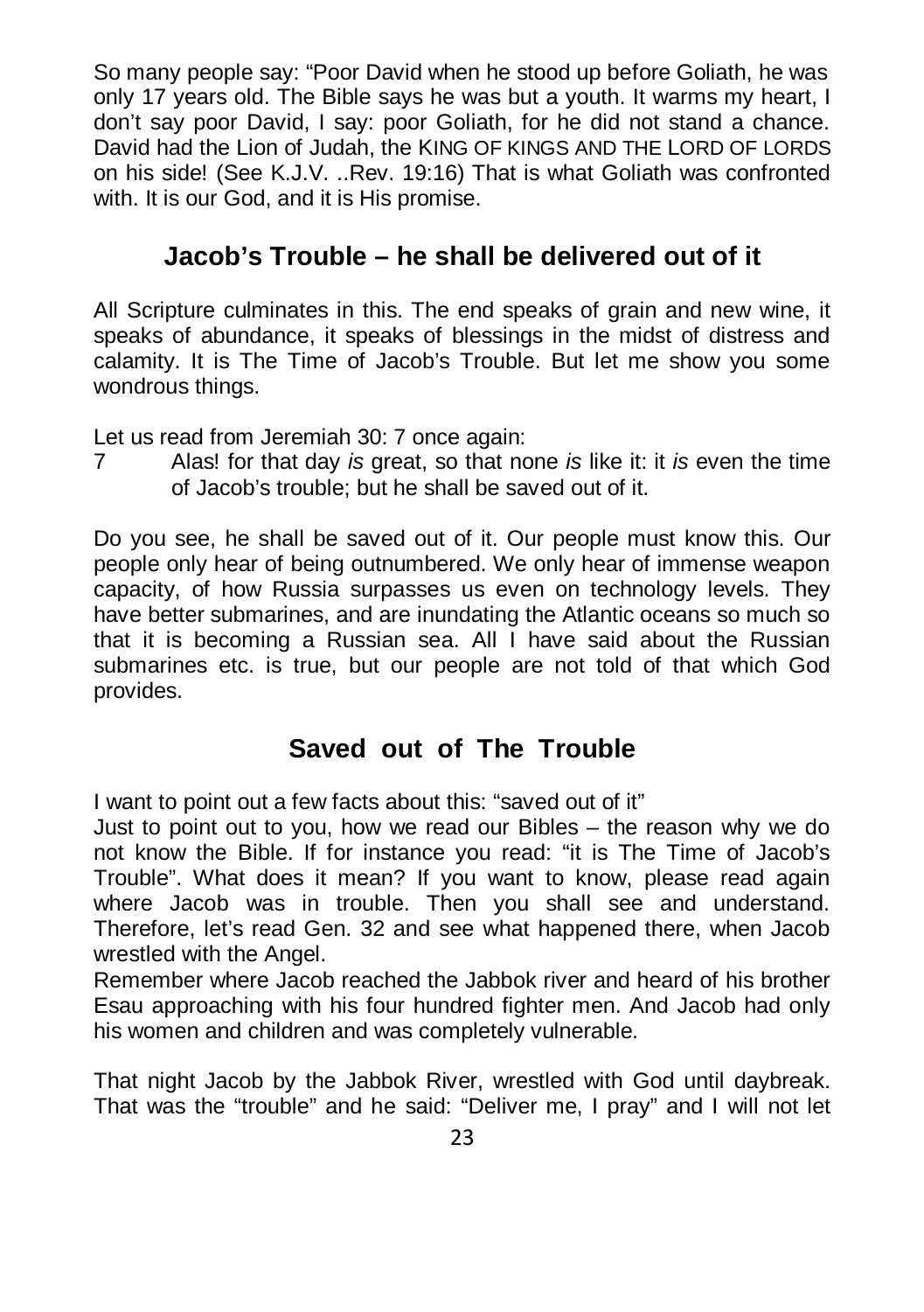So many people say: "Poor David when he stood up before Goliath, he was only 17 years old. The Bible says he was but a youth. It warms my heart, I don't say poor David, I say: poor Goliath, for he did not stand a chance. David had the Lion of Judah, the KING OF KINGS AND THE LORD OF LORDS on his side! (See K.J.V. ..Rev. 19:16) That is what Goliath was confronted with. It is our God, and it is His promise.

## Jacob's Trouble – he shall be delivered out of it

All Scripture culminates in this. The end speaks of grain and new wine, it speaks of abundance, it speaks of blessings in the midst of distress and calamity. It is The Time of Jacob's Trouble. But let me show you some wondrous things.

Let us read from Jeremiah 30: 7 once again:

7 Alas! for that day *is* great, so that none *is* like it: it *is* even the time of Jacob's trouble; but he shall be saved out of it.

Do you see, he shall be saved out of it. Our people must know this. Our people only hear of being outnumbered. We only hear of immense weapon capacity, of how Russia surpasses us even on technology levels. They have better submarines, and are inundating the Atlantic oceans so much so that it is becoming a Russian sea. All I have said about the Russian submarines etc. is true, but our people are not told of that which God provides.

## Saved out of The Trouble

I want to point out a few facts about this: "saved out of it"

Just to point out to you, how we read our Bibles – the reason why we do not know the Bible. If for instance you read: "it is The Time of Jacob's Trouble". What does it mean? If you want to know, please read again where Jacob was in trouble. Then you shall see and understand. Therefore, let's read Gen. 32 and see what happened there, when Jacob wrestled with the Angel.

Remember where Jacob reached the Jabbok river and heard of his brother Esau approaching with his four hundred fighter men. And Jacob had only his women and children and was completely vulnerable.

That night Jacob by the Jabbok River, wrestled with God until daybreak. That was the "trouble" and he said: "Deliver me, I pray" and I will not let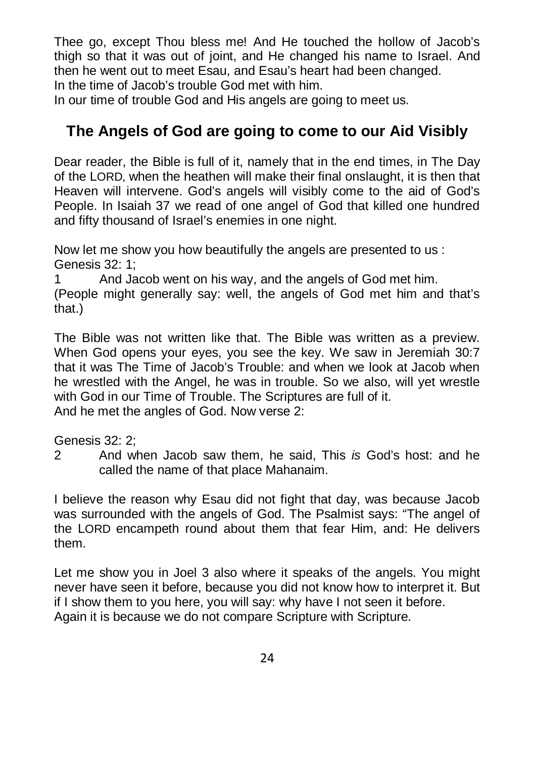Thee go, except Thou bless me! And He touched the hollow of Jacob's thigh so that it was out of joint, and He changed his name to Israel. And then he went out to meet Esau, and Esau's heart had been changed.
In the time of Jacob's trouble God met with him.
In our time of trouble God and His angels are going to meet us.

## The Angels of God are going to come to our Aid Visibly

Dear reader, the Bible is full of it, namely that in the end times, in The Day of the LORD, when the heathen will make their final onslaught, it is then that Heaven will intervene. God's angels will visibly come to the aid of God's People. In Isaiah 37 we read of one angel of God that killed one hundred and fifty thousand of Israel's enemies in one night.

Now let me show you how beautifully the angels are presented to us :
Genesis 32: 1;

1 And Jacob went on his way, and the angels of God met him.
(People might generally say: well, the angels of God met him and that's that.)

The Bible was not written like that. The Bible was written as a preview. When God opens your eyes, you see the key. We saw in Jeremiah 30:7 that it was The Time of Jacob's Trouble: and when we look at Jacob when he wrestled with the Angel, he was in trouble. So we also, will yet wrestle with God in our Time of Trouble. The Scriptures are full of it.
And he met the angles of God. Now verse 2:

Genesis 32: 2;

2 And when Jacob saw them, he said, This *is* God's host: and he called the name of that place Mahanaim.

I believe the reason why Esau did not fight that day, was because Jacob was surrounded with the angels of God. The Psalmist says: "The angel of the LORD encampeth round about them that fear Him, and: He delivers them.

Let me show you in Joel 3 also where it speaks of the angels. You might never have seen it before, because you did not know how to interpret it. But if I show them to you here, you will say: why have I not seen it before.
Again it is because we do not compare Scripture with Scripture.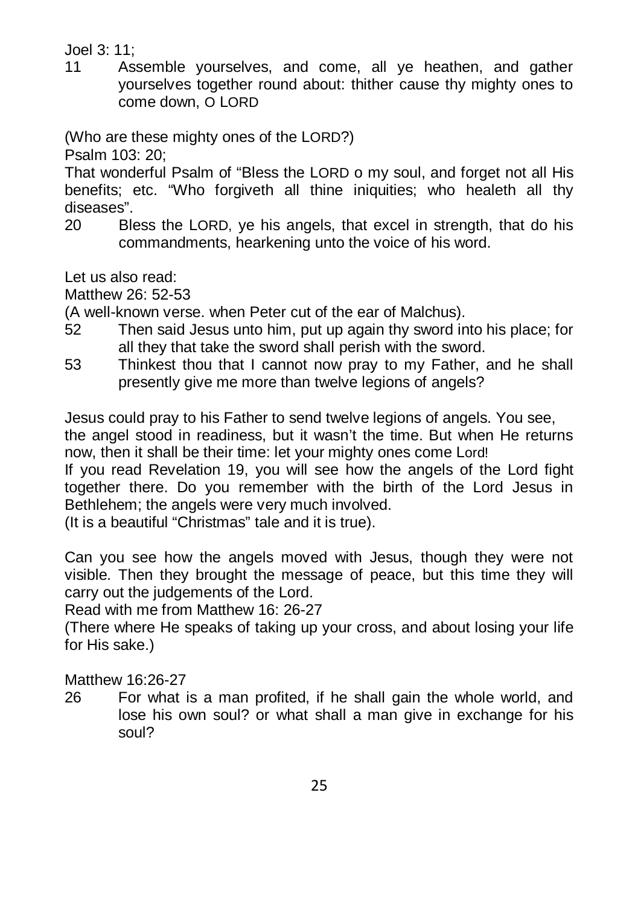Joel 3: 11;

11 Assemble yourselves, and come, all ye heathen, and gather yourselves together round about: thither cause thy mighty ones to come down, O LORD

(Who are these mighty ones of the LORD?)

Psalm 103: 20;

That wonderful Psalm of "Bless the LORD o my soul, and forget not all His benefits; etc. "Who forgiveth all thine iniquities; who healeth all thy diseases".

20 Bless the LORD, ye his angels, that excel in strength, that do his commandments, hearkening unto the voice of his word.

Let us also read:

Matthew 26: 52-53

(A well-known verse. when Peter cut of the ear of Malchus).

52 Then said Jesus unto him, put up again thy sword into his place; for all they that take the sword shall perish with the sword.

53 Thinkest thou that I cannot now pray to my Father, and he shall presently give me more than twelve legions of angels?

Jesus could pray to his Father to send twelve legions of angels. You see, the angel stood in readiness, but it wasn't the time. But when He returns now, then it shall be their time: let your mighty ones come Lord!

If you read Revelation 19, you will see how the angels of the Lord fight together there. Do you remember with the birth of the Lord Jesus in Bethlehem; the angels were very much involved.

(It is a beautiful "Christmas" tale and it is true).

Can you see how the angels moved with Jesus, though they were not visible. Then they brought the message of peace, but this time they will carry out the judgements of the Lord.

Read with me from Matthew 16: 26-27

(There where He speaks of taking up your cross, and about losing your life for His sake.)

Matthew 16:26-27

26 For what is a man profited, if he shall gain the whole world, and lose his own soul? or what shall a man give in exchange for his soul?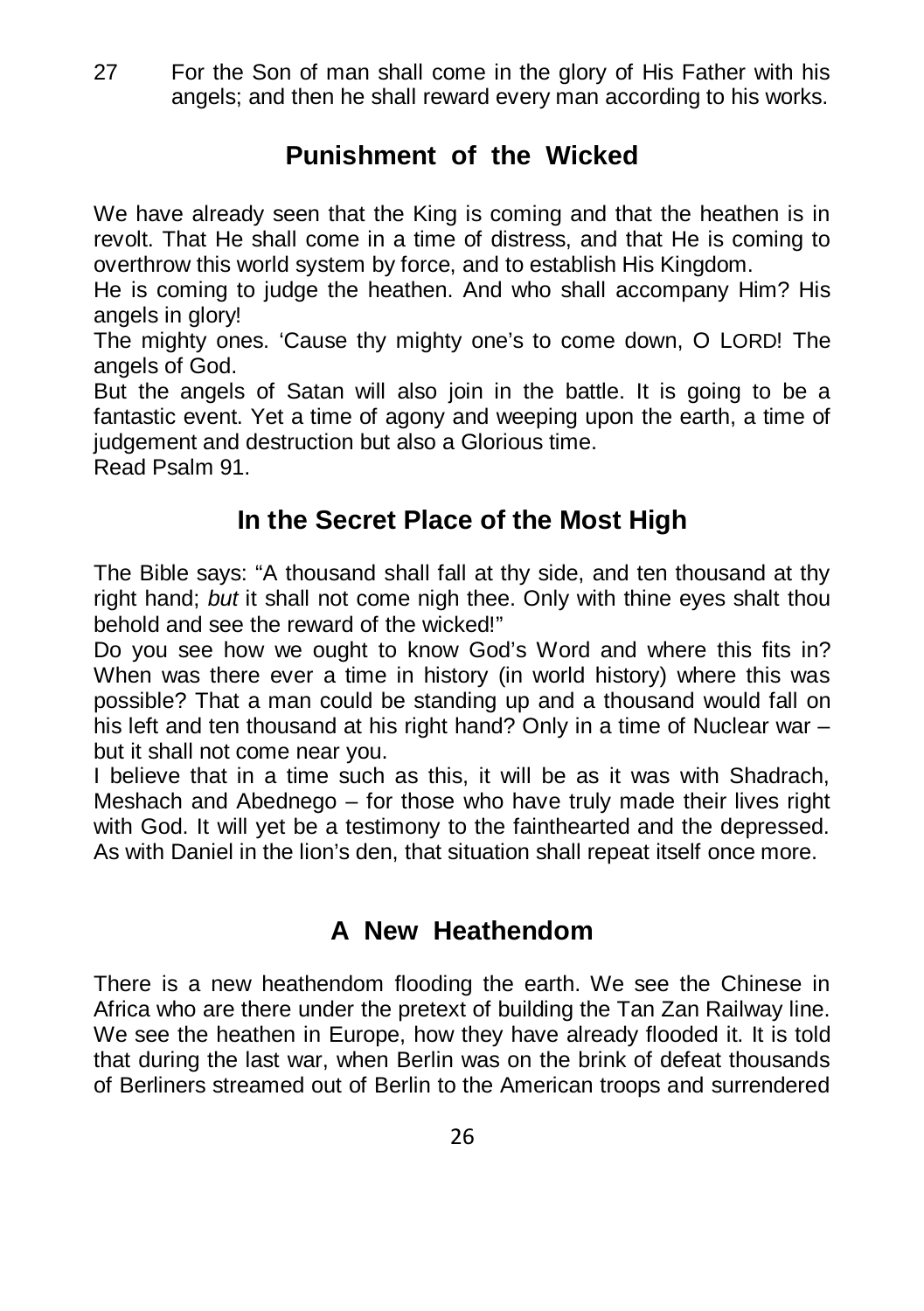27 For the Son of man shall come in the glory of His Father with his angels; and then he shall reward every man according to his works.

## Punishment of the Wicked

We have already seen that the King is coming and that the heathen is in revolt. That He shall come in a time of distress, and that He is coming to overthrow this world system by force, and to establish His Kingdom.

He is coming to judge the heathen. And who shall accompany Him? His angels in glory!

The mighty ones. 'Cause thy mighty one's to come down, O LORD! The angels of God.

But the angels of Satan will also join in the battle. It is going to be a fantastic event. Yet a time of agony and weeping upon the earth, a time of judgement and destruction but also a Glorious time.

Read Psalm 91.

## In the Secret Place of the Most High

The Bible says: "A thousand shall fall at thy side, and ten thousand at thy right hand; *but* it shall not come nigh thee. Only with thine eyes shalt thou behold and see the reward of the wicked!"

Do you see how we ought to know God's Word and where this fits in? When was there ever a time in history (in world history) where this was possible? That a man could be standing up and a thousand would fall on his left and ten thousand at his right hand? Only in a time of Nuclear war – but it shall not come near you.

I believe that in a time such as this, it will be as it was with Shadrach, Meshach and Abednego – for those who have truly made their lives right with God. It will yet be a testimony to the fainthearted and the depressed. As with Daniel in the lion's den, that situation shall repeat itself once more.

## A New Heathendom

There is a new heathendom flooding the earth. We see the Chinese in Africa who are there under the pretext of building the Tan Zan Railway line. We see the heathen in Europe, how they have already flooded it. It is told that during the last war, when Berlin was on the brink of defeat thousands of Berliners streamed out of Berlin to the American troops and surrendered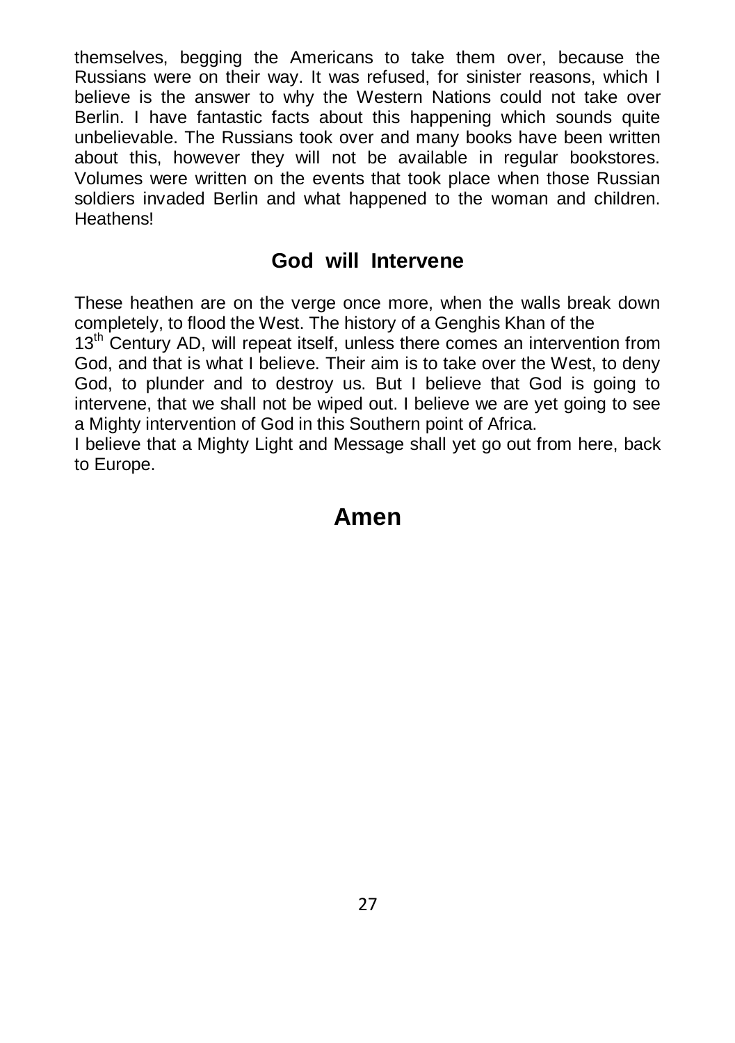themselves, begging the Americans to take them over, because the Russians were on their way. It was refused, for sinister reasons, which I believe is the answer to why the Western Nations could not take over Berlin. I have fantastic facts about this happening which sounds quite unbelievable. The Russians took over and many books have been written about this, however they will not be available in regular bookstores. Volumes were written on the events that took place when those Russian soldiers invaded Berlin and what happened to the woman and children. Heathens!

## God will Intervene

These heathen are on the verge once more, when the walls break down completely, to flood the West. The history of a Genghis Khan of the 13th Century AD, will repeat itself, unless there comes an intervention from God, and that is what I believe. Their aim is to take over the West, to deny God, to plunder and to destroy us. But I believe that God is going to intervene, that we shall not be wiped out. I believe we are yet going to see a Mighty intervention of God in this Southern point of Africa.

I believe that a Mighty Light and Message shall yet go out from here, back to Europe.

# Amen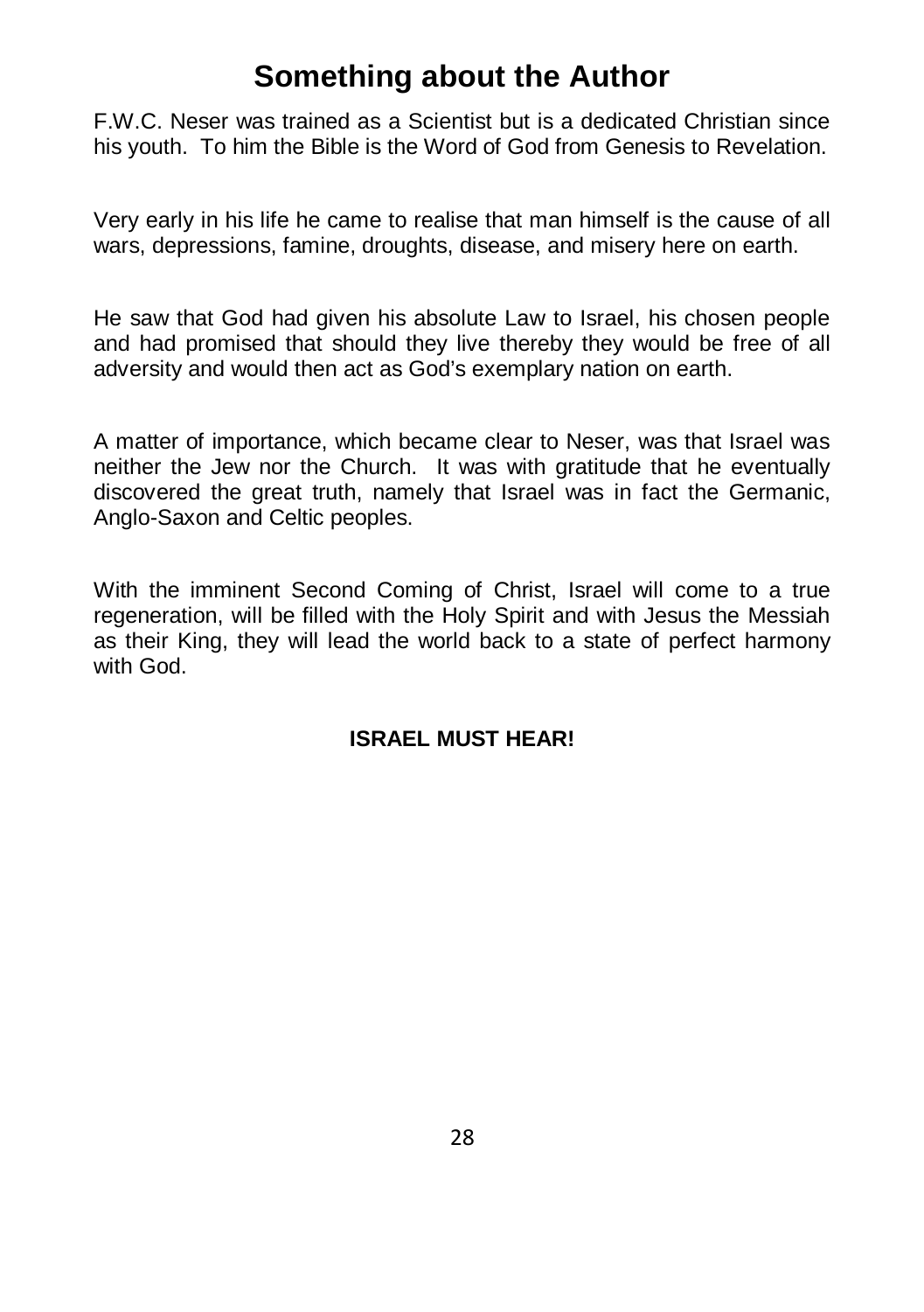# Something about the Author

F.W.C. Neser was trained as a Scientist but is a dedicated Christian since his youth. To him the Bible is the Word of God from Genesis to Revelation.

Very early in his life he came to realise that man himself is the cause of all wars, depressions, famine, droughts, disease, and misery here on earth.

He saw that God had given his absolute Law to Israel, his chosen people and had promised that should they live thereby they would be free of all adversity and would then act as God's exemplary nation on earth.

A matter of importance, which became clear to Neser, was that Israel was neither the Jew nor the Church. It was with gratitude that he eventually discovered the great truth, namely that Israel was in fact the Germanic, Anglo-Saxon and Celtic peoples.

With the imminent Second Coming of Christ, Israel will come to a true regeneration, will be filled with the Holy Spirit and with Jesus the Messiah as their King, they will lead the world back to a state of perfect harmony with God.

**ISRAEL MUST HEAR!**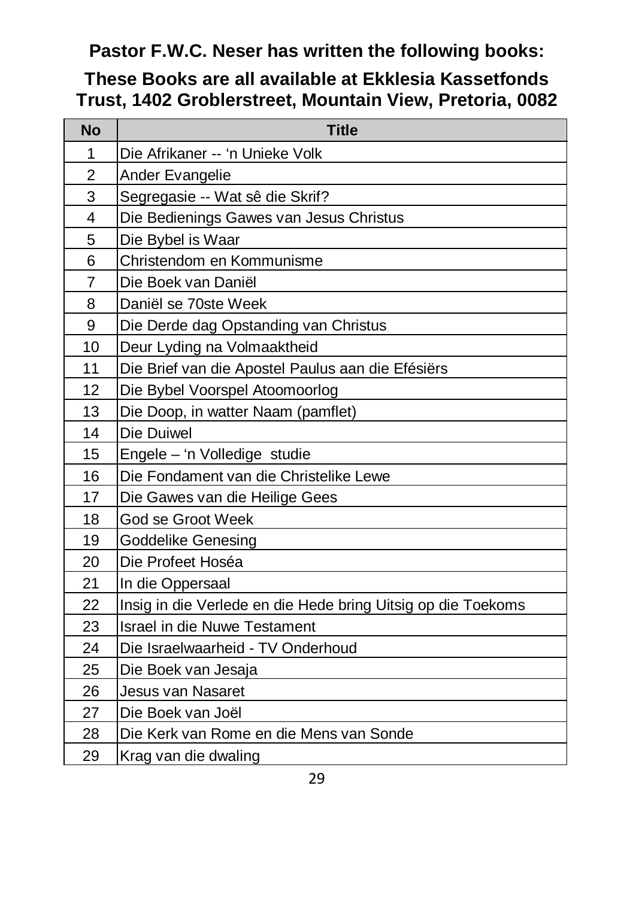**Pastor F.W.C. Neser has written the following books:**

**These Books are all available at Ekklesia Kassetfonds Trust, 1402 Groblerstreet, Mountain View, Pretoria, 0082**

| No | Title |
|---|---|
| 1 | Die Afrikaner -- ‘n Unieke Volk |
| 2 | Ander Evangelie |
| 3 | Segregasie -- Wat sê die Skrif? |
| 4 | Die Bedienings Gawes van Jesus Christus |
| 5 | Die Bybel is Waar |
| 6 | Christendom en Kommunisme |
| 7 | Die Boek van Daniël |
| 8 | Daniël se 70ste Week |
| 9 | Die Derde dag Opstanding van Christus |
| 10 | Deur Lyding na Volmaaktheid |
| 11 | Die Brief van die Apostel Paulus aan die Efésiërs |
| 12 | Die Bybel Voorspel Atoomoorlog |
| 13 | Die Doop, in watter Naam (pamflet) |
| 14 | Die Duiwel |
| 15 | Engele – ‘n Volledige studie |
| 16 | Die Fondament van die Christelike Lewe |
| 17 | Die Gawes van die Heilige Gees |
| 18 | God se Groot Week |
| 19 | Goddelike Genesing |
| 20 | Die Profeet Hoséa |
| 21 | In die Oppersaal |
| 22 | Insig in die Verlede en die Hede bring Uitsig op die Toekoms |
| 23 | Israel in die Nuwe Testament |
| 24 | Die Israelwaarheid - TV Onderhoud |
| 25 | Die Boek van Jesaja |
| 26 | Jesus van Nasaret |
| 27 | Die Boek van Joël |
| 28 | Die Kerk van Rome en die Mens van Sonde |
| 29 | Krag van die dwaling |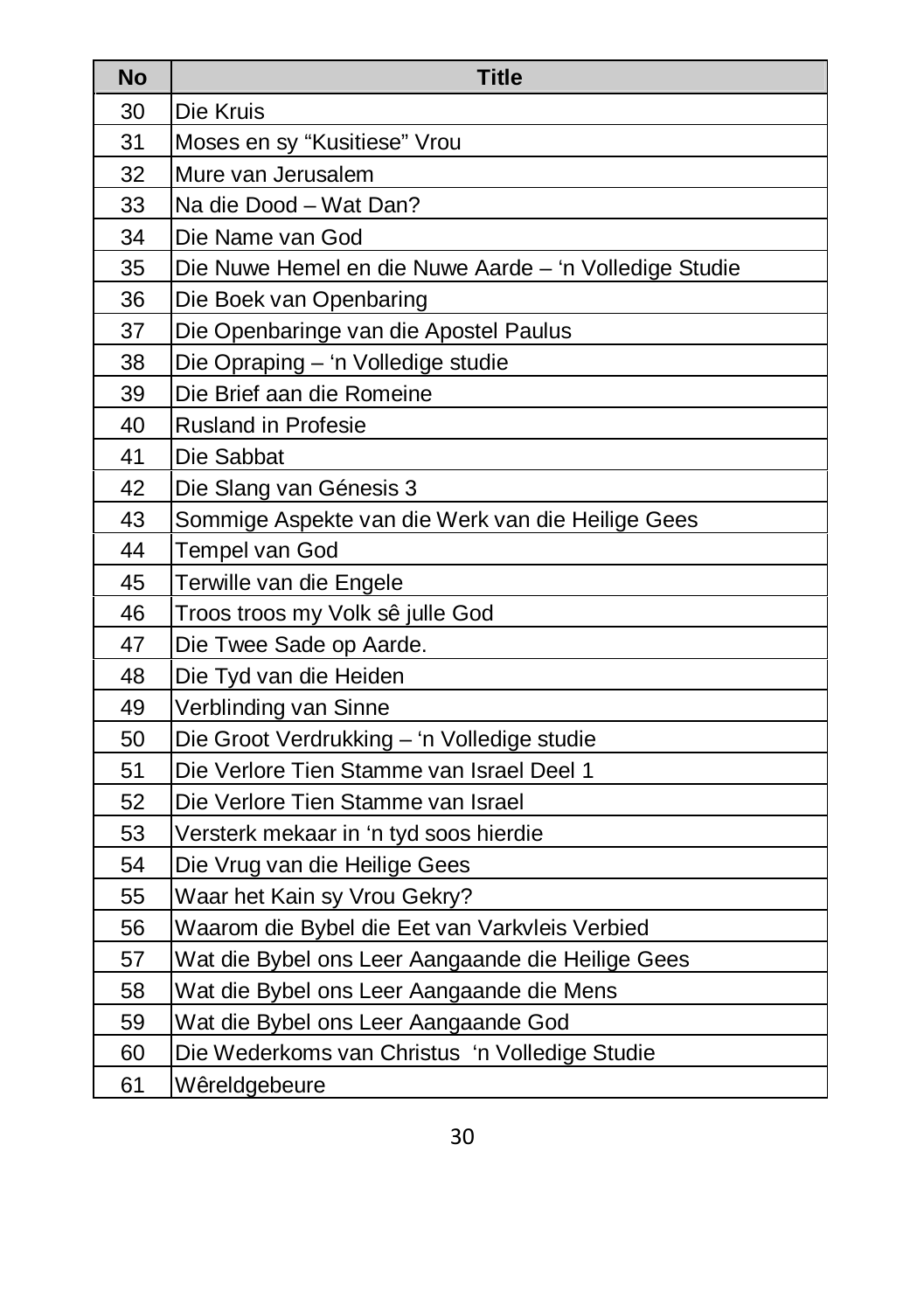| No | Title |
|---|---|
| 30 | Die Kruis |
| 31 | Moses en sy “Kusitiese” Vrou |
| 32 | Mure van Jerusalem |
| 33 | Na die Dood – Wat Dan? |
| 34 | Die Name van God |
| 35 | Die Nuwe Hemel en die Nuwe Aarde – ‘n Volledige Studie |
| 36 | Die Boek van Openbaring |
| 37 | Die Openbaringe van die Apostel Paulus |
| 38 | Die Opraping – ‘n Volledige studie |
| 39 | Die Brief aan die Romeine |
| 40 | Rusland in Profesie |
| 41 | Die Sabbat |
| 42 | Die Slang van Génesis 3 |
| 43 | Sommige Aspekte van die Werk van die Heilige Gees |
| 44 | Tempel van God |
| 45 | Terwille van die Engele |
| 46 | Troos troos my Volk sê julle God |
| 47 | Die Twee Sade op Aarde. |
| 48 | Die Tyd van die Heiden |
| 49 | Verblinding van Sinne |
| 50 | Die Groot Verdrukking – ‘n Volledige studie |
| 51 | Die Verlore Tien Stamme van Israel Deel 1 |
| 52 | Die Verlore Tien Stamme van Israel |
| 53 | Versterk mekaar in ‘n tyd soos hierdie |
| 54 | Die Vrug van die Heilige Gees |
| 55 | Waar het Kain sy Vrou Gekry? |
| 56 | Waarom die Bybel die Eet van Varkvleis Verbied |
| 57 | Wat die Bybel ons Leer Aangaande die Heilige Gees |
| 58 | Wat die Bybel ons Leer Aangaande die Mens |
| 59 | Wat die Bybel ons Leer Aangaande God |
| 60 | Die Wederkoms van Christus ‘n Volledige Studie |
| 61 | Wêreldgebeure |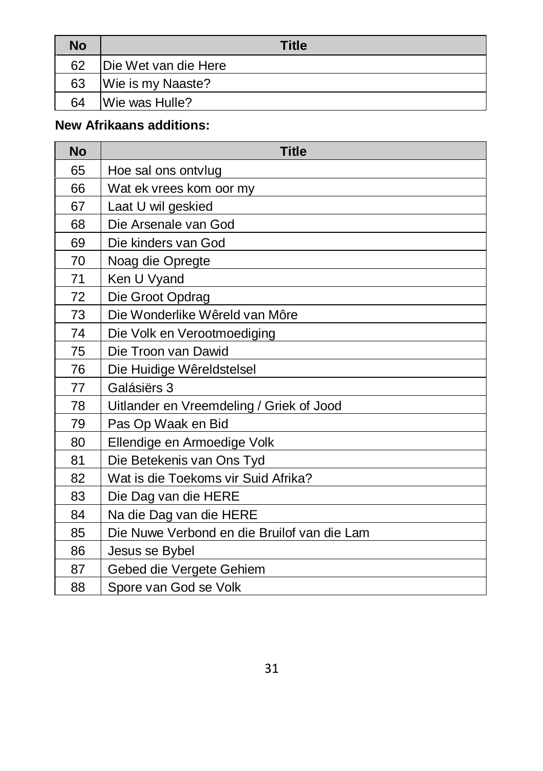| No | Title |
|---|---|
| 62 | Die Wet van die Here |
| 63 | Wie is my Naaste? |
| 64 | Wie was Hulle? |

**New Afrikaans additions:**

| No | Title |
|---|---|
| 65 | Hoe sal ons ontvlug |
| 66 | Wat ek vrees kom oor my |
| 67 | Laat U wil geskied |
| 68 | Die Arsenale van God |
| 69 | Die kinders van God |
| 70 | Noag die Opregte |
| 71 | Ken U Vyand |
| 72 | Die Groot Opdrag |
| 73 | Die Wonderlike Wêreld van Môre |
| 74 | Die Volk en Verootmoediging |
| 75 | Die Troon van Dawid |
| 76 | Die Huidige Wêreldstelsel |
| 77 | Galásiërs 3 |
| 78 | Uitlander en Vreemdeling / Griek of Jood |
| 79 | Pas Op Waak en Bid |
| 80 | Ellendige en Armoedige Volk |
| 81 | Die Betekenis van Ons Tyd |
| 82 | Wat is die Toekoms vir Suid Afrika? |
| 83 | Die Dag van die HERE |
| 84 | Na die Dag van die HERE |
| 85 | Die Nuwe Verbond en die Bruilof van die Lam |
| 86 | Jesus se Bybel |
| 87 | Gebed die Vergete Gehiem |
| 88 | Spore van God se Volk |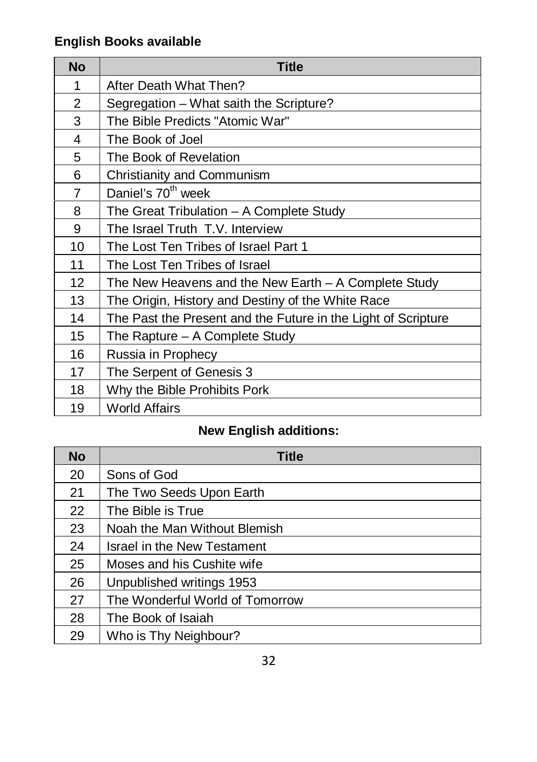**English Books available**

| No | Title |
|---|---|
| 1 | After Death What Then? |
| 2 | Segregation – What saith the Scripture? |
| 3 | The Bible Predicts "Atomic War" |
| 4 | The Book of Joel |
| 5 | The Book of Revelation |
| 6 | Christianity and Communism |
| 7 | Daniel's 70th week |
| 8 | The Great Tribulation – A Complete Study |
| 9 | The Israel Truth T.V. Interview |
| 10 | The Lost Ten Tribes of Israel Part 1 |
| 11 | The Lost Ten Tribes of Israel |
| 12 | The New Heavens and the New Earth – A Complete Study |
| 13 | The Origin, History and Destiny of the White Race |
| 14 | The Past the Present and the Future in the Light of Scripture |
| 15 | The Rapture – A Complete Study |
| 16 | Russia in Prophecy |
| 17 | The Serpent of Genesis 3 |
| 18 | Why the Bible Prohibits Pork |
| 19 | World Affairs |

**New English additions:**

| No | Title |
|---|---|
| 20 | Sons of God |
| 21 | The Two Seeds Upon Earth |
| 22 | The Bible is True |
| 23 | Noah the Man Without Blemish |
| 24 | Israel in the New Testament |
| 25 | Moses and his Cushite wife |
| 26 | Unpublished writings 1953 |
| 27 | The Wonderful World of Tomorrow |
| 28 | The Book of Isaiah |
| 29 | Who is Thy Neighbour? |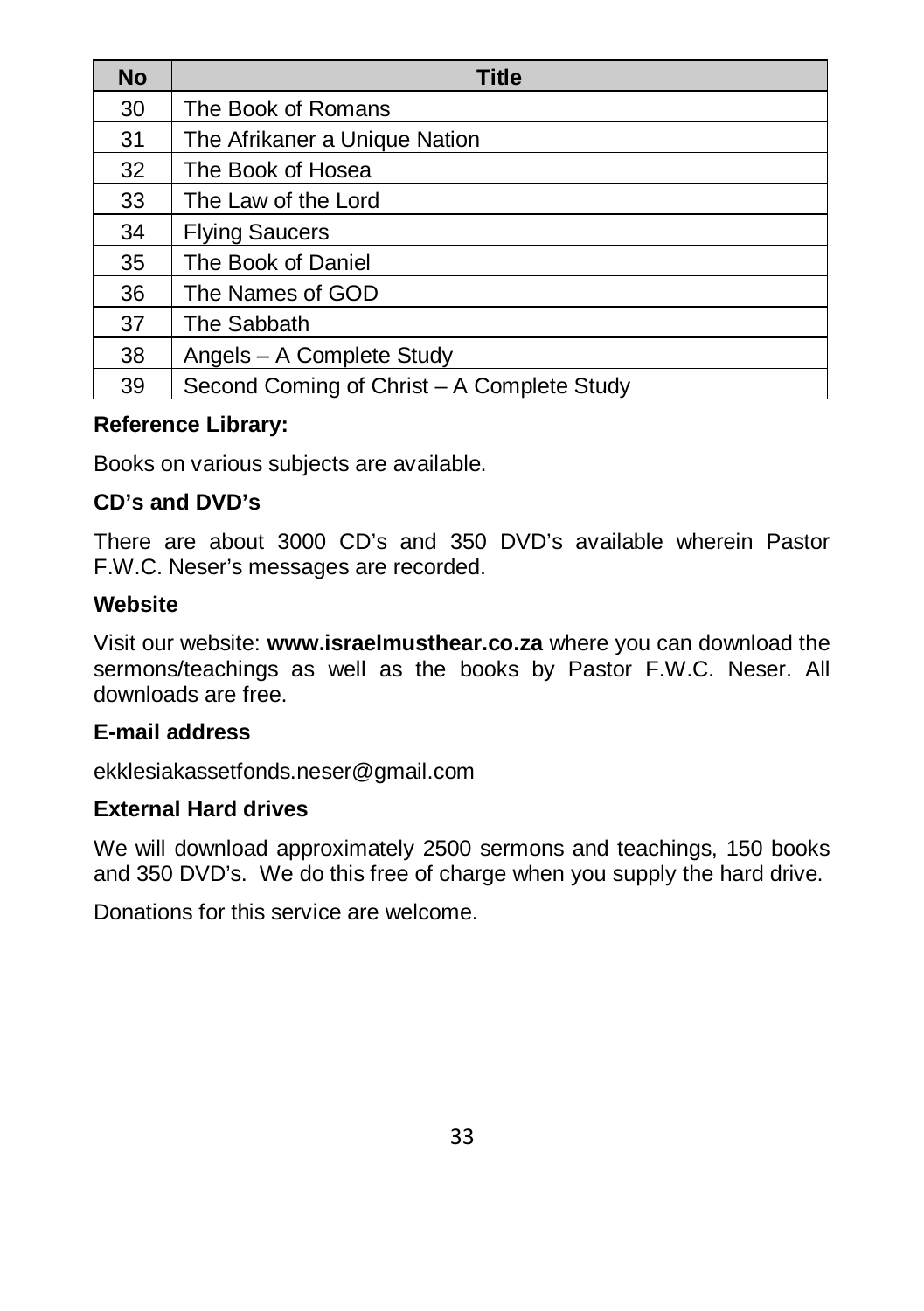| No | Title |
| --- | --- |
| 30 | The Book of Romans |
| 31 | The Afrikaner a Unique Nation |
| 32 | The Book of Hosea |
| 33 | The Law of the Lord |
| 34 | Flying Saucers |
| 35 | The Book of Daniel |
| 36 | The Names of GOD |
| 37 | The Sabbath |
| 38 | Angels – A Complete Study |
| 39 | Second Coming of Christ – A Complete Study |

**Reference Library:**

Books on various subjects are available.

**CD's and DVD's**

There are about 3000 CD's and 350 DVD's available wherein Pastor F.W.C. Neser's messages are recorded.

**Website**

Visit our website: **www.israelmusthear.co.za** where you can download the sermons/teachings as well as the books by Pastor F.W.C. Neser. All downloads are free.

**E-mail address**

ekklesiakassetfonds.neser@gmail.com

**External Hard drives**

We will download approximately 2500 sermons and teachings, 150 books and 350 DVD's. We do this free of charge when you supply the hard drive.

Donations for this service are welcome.